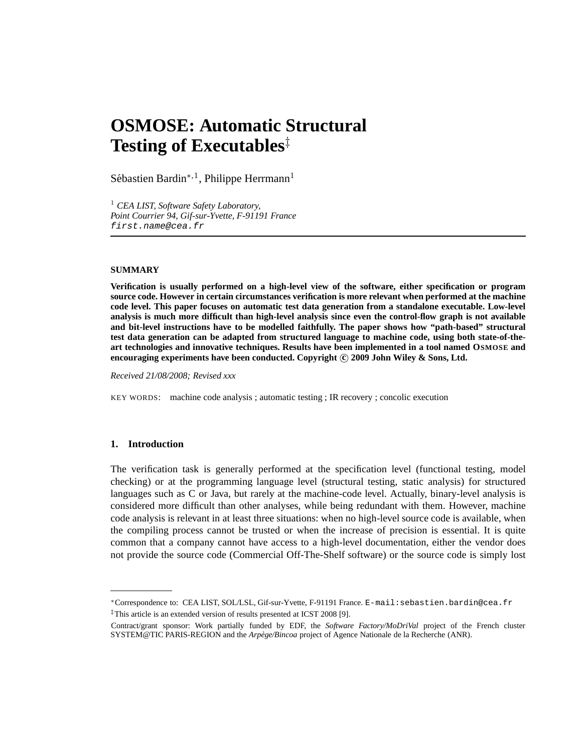# OSMOSE: Automatic Structural Testing of Executables[‡]

Sébastien Bardin[*,1], Philippe Herrmann[1]

[1] *CEA LIST, Software Safety Laboratory,*
*Point Courrier 94, Gif-sur-Yvette, F-91191 France*
first.name@cea.fr

---

#### SUMMARY

**Verification is usually performed on a high-level view of the software, either specification or program source code. However in certain circumstances verification is more relevant when performed at the machine code level. This paper focuses on automatic test data generation from a standalone executable. Low-level analysis is much more difficult than high-level analysis since even the control-flow graph is not available and bit-level instructions have to be modelled faithfully. The paper shows how "path-based" structural test data generation can be adapted from structured language to machine code, using both state-of-the-art technologies and innovative techniques. Results have been implemented in a tool named OSMOSE and encouraging experiments have been conducted. Copyright © 2009 John Wiley & Sons, Ltd.**

*Received 21/08/2008; Revised xxx*

KEY WORDS: machine code analysis ; automatic testing ; IR recovery ; concolic execution

## 1. Introduction

The verification task is generally performed at the specification level (functional testing, model checking) or at the programming language level (structural testing, static analysis) for structured languages such as C or Java, but rarely at the machine-code level. Actually, binary-level analysis is considered more difficult than other analyses, while being redundant with them. However, machine code analysis is relevant in at least three situations: when no high-level source code is available, when the compiling process cannot be trusted or when the increase of precision is essential. It is quite common that a company cannot have access to a high-level documentation, either the vendor does not provide the source code (Commercial Off-The-Shelf software) or the source code is simply lost

---

[*]Correspondence to: CEA LIST, SOL/LSL, Gif-sur-Yvette, F-91191 France. E-mail:sebastien.bardin@cea.fr

[‡]This article is an extended version of results presented at ICST 2008 [9].

Contract/grant sponsor: Work partially funded by EDF, the *Software Factory/MoDriVal* project of the French cluster SYSTEM@TIC PARIS-REGION and the *Arpège/Bincoa* project of Agence Nationale de la Recherche (ANR).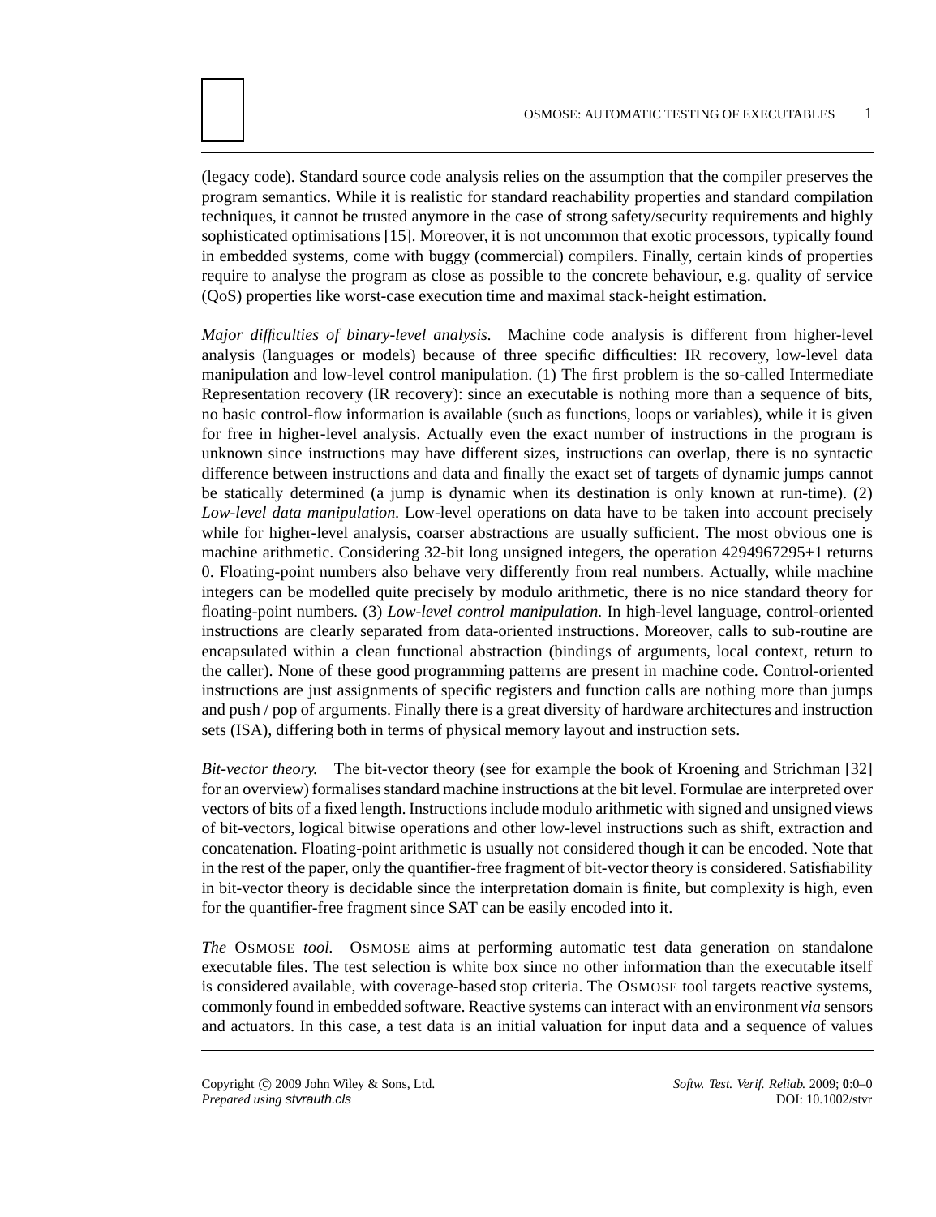(legacy code). Standard source code analysis relies on the assumption that the compiler preserves the program semantics. While it is realistic for standard reachability properties and standard compilation techniques, it cannot be trusted anymore in the case of strong safety/security requirements and highly sophisticated optimisations [15]. Moreover, it is not uncommon that exotic processors, typically found in embedded systems, come with buggy (commercial) compilers. Finally, certain kinds of properties require to analyse the program as close as possible to the concrete behaviour, e.g. quality of service (QoS) properties like worst-case execution time and maximal stack-height estimation.

*Major difficulties of binary-level analysis.* Machine code analysis is different from higher-level analysis (languages or models) because of three specific difficulties: IR recovery, low-level data manipulation and low-level control manipulation. (1) The first problem is the so-called Intermediate Representation recovery (IR recovery): since an executable is nothing more than a sequence of bits, no basic control-flow information is available (such as functions, loops or variables), while it is given for free in higher-level analysis. Actually even the exact number of instructions in the program is unknown since instructions may have different sizes, instructions can overlap, there is no syntactic difference between instructions and data and finally the exact set of targets of dynamic jumps cannot be statically determined (a jump is dynamic when its destination is only known at run-time). (2) *Low-level data manipulation.* Low-level operations on data have to be taken into account precisely while for higher-level analysis, coarser abstractions are usually sufficient. The most obvious one is machine arithmetic. Considering 32-bit long unsigned integers, the operation 4294967295+1 returns 0. Floating-point numbers also behave very differently from real numbers. Actually, while machine integers can be modelled quite precisely by modulo arithmetic, there is no nice standard theory for floating-point numbers. (3) *Low-level control manipulation.* In high-level language, control-oriented instructions are clearly separated from data-oriented instructions. Moreover, calls to sub-routine are encapsulated within a clean functional abstraction (bindings of arguments, local context, return to the caller). None of these good programming patterns are present in machine code. Control-oriented instructions are just assignments of specific registers and function calls are nothing more than jumps and push / pop of arguments. Finally there is a great diversity of hardware architectures and instruction sets (ISA), differing both in terms of physical memory layout and instruction sets.

*Bit-vector theory.* The bit-vector theory (see for example the book of Kroening and Strichman [32] for an overview) formalises standard machine instructions at the bit level. Formulae are interpreted over vectors of bits of a fixed length. Instructions include modulo arithmetic with signed and unsigned views of bit-vectors, logical bitwise operations and other low-level instructions such as shift, extraction and concatenation. Floating-point arithmetic is usually not considered though it can be encoded. Note that in the rest of the paper, only the quantifier-free fragment of bit-vector theory is considered. Satisfiability in bit-vector theory is decidable since the interpretation domain is finite, but complexity is high, even for the quantifier-free fragment since SAT can be easily encoded into it.

*The* OSMOSE *tool.* OSMOSE aims at performing automatic test data generation on standalone executable files. The test selection is white box since no other information than the executable itself is considered available, with coverage-based stop criteria. The OSMOSE tool targets reactive systems, commonly found in embedded software. Reactive systems can interact with an environment *via* sensors and actuators. In this case, a test data is an initial valuation for input data and a sequence of values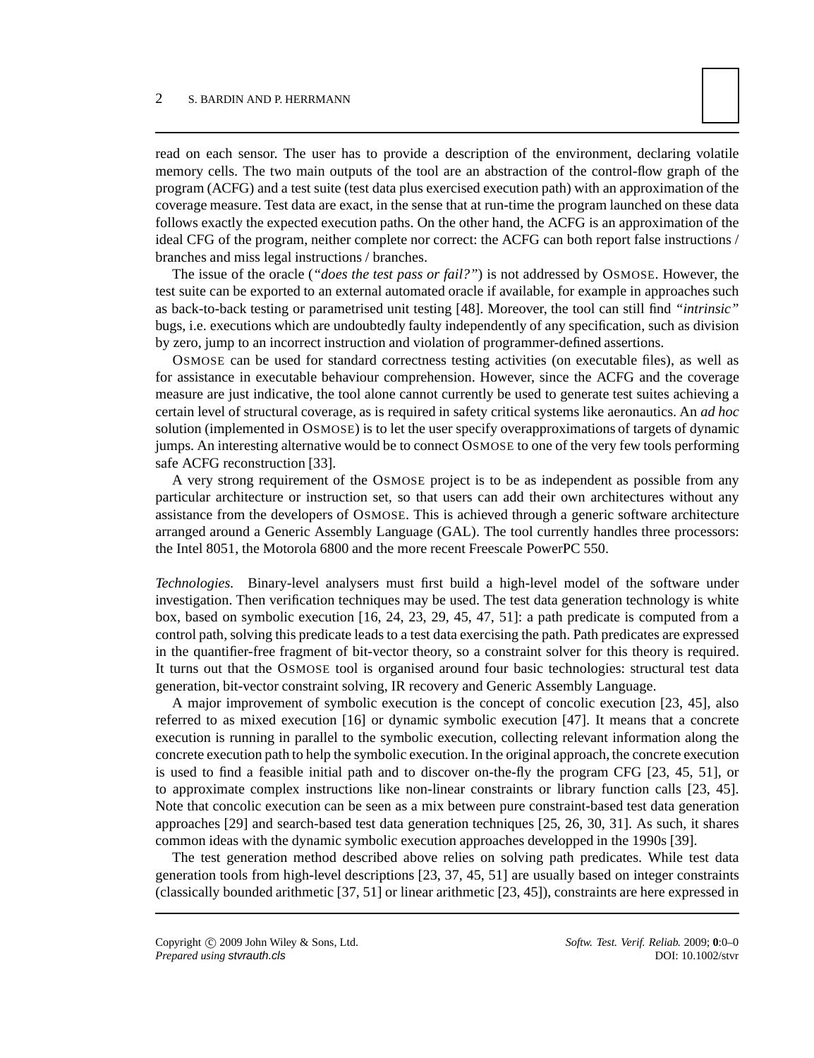read on each sensor. The user has to provide a description of the environment, declaring volatile memory cells. The two main outputs of the tool are an abstraction of the control-flow graph of the program (ACFG) and a test suite (test data plus exercised execution path) with an approximation of the coverage measure. Test data are exact, in the sense that at run-time the program launched on these data follows exactly the expected execution paths. On the other hand, the ACFG is an approximation of the ideal CFG of the program, neither complete nor correct: the ACFG can both report false instructions / branches and miss legal instructions / branches.

The issue of the oracle (*"does the test pass or fail?"*) is not addressed by OSMOSE. However, the test suite can be exported to an external automated oracle if available, for example in approaches such as back-to-back testing or parametrised unit testing [48]. Moreover, the tool can still find *"intrinsic"* bugs, i.e. executions which are undoubtedly faulty independently of any specification, such as division by zero, jump to an incorrect instruction and violation of programmer-defined assertions.

OSMOSE can be used for standard correctness testing activities (on executable files), as well as for assistance in executable behaviour comprehension. However, since the ACFG and the coverage measure are just indicative, the tool alone cannot currently be used to generate test suites achieving a certain level of structural coverage, as is required in safety critical systems like aeronautics. An *ad hoc* solution (implemented in OSMOSE) is to let the user specify overapproximations of targets of dynamic jumps. An interesting alternative would be to connect OSMOSE to one of the very few tools performing safe ACFG reconstruction [33].

A very strong requirement of the OSMOSE project is to be as independent as possible from any particular architecture or instruction set, so that users can add their own architectures without any assistance from the developers of OSMOSE. This is achieved through a generic software architecture arranged around a Generic Assembly Language (GAL). The tool currently handles three processors: the Intel 8051, the Motorola 6800 and the more recent Freescale PowerPC 550.

*Technologies.* Binary-level analysers must first build a high-level model of the software under investigation. Then verification techniques may be used. The test data generation technology is white box, based on symbolic execution [16, 24, 23, 29, 45, 47, 51]: a path predicate is computed from a control path, solving this predicate leads to a test data exercising the path. Path predicates are expressed in the quantifier-free fragment of bit-vector theory, so a constraint solver for this theory is required. It turns out that the OSMOSE tool is organised around four basic technologies: structural test data generation, bit-vector constraint solving, IR recovery and Generic Assembly Language.

A major improvement of symbolic execution is the concept of concolic execution [23, 45], also referred to as mixed execution [16] or dynamic symbolic execution [47]. It means that a concrete execution is running in parallel to the symbolic execution, collecting relevant information along the concrete execution path to help the symbolic execution. In the original approach, the concrete execution is used to find a feasible initial path and to discover on-the-fly the program CFG [23, 45, 51], or to approximate complex instructions like non-linear constraints or library function calls [23, 45]. Note that concolic execution can be seen as a mix between pure constraint-based test data generation approaches [29] and search-based test data generation techniques [25, 26, 30, 31]. As such, it shares common ideas with the dynamic symbolic execution approaches developped in the 1990s [39].

The test generation method described above relies on solving path predicates. While test data generation tools from high-level descriptions [23, 37, 45, 51] are usually based on integer constraints (classically bounded arithmetic [37, 51] or linear arithmetic [23, 45]), constraints are here expressed in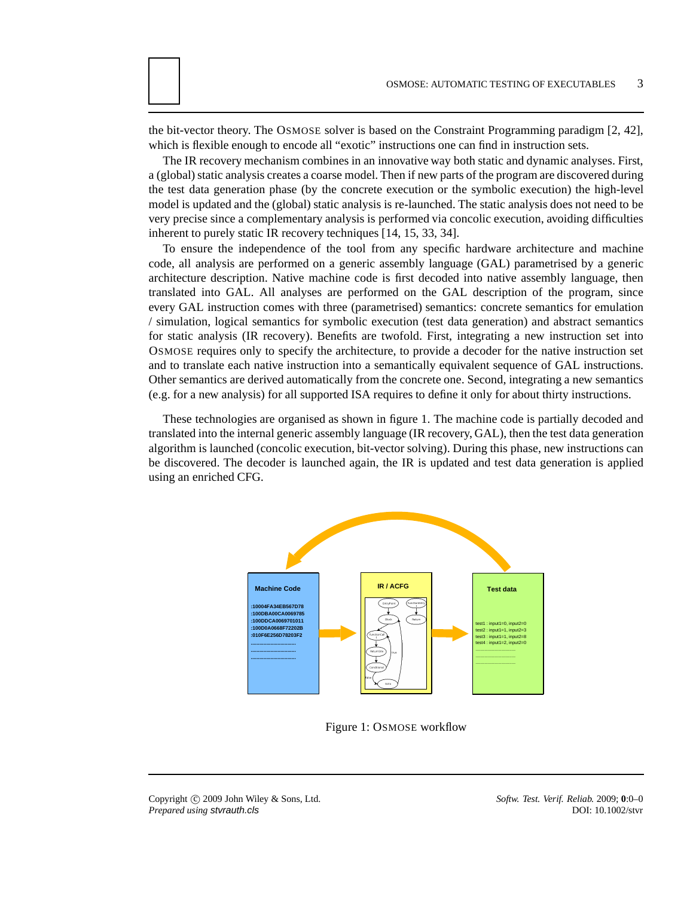the bit-vector theory. The OSMOSE solver is based on the Constraint Programming paradigm [2, 42], which is flexible enough to encode all "exotic" instructions one can find in instruction sets.

The IR recovery mechanism combines in an innovative way both static and dynamic analyses. First, a (global) static analysis creates a coarse model. Then if new parts of the program are discovered during the test data generation phase (by the concrete execution or the symbolic execution) the high-level model is updated and the (global) static analysis is re-launched. The static analysis does not need to be very precise since a complementary analysis is performed via concolic execution, avoiding difficulties inherent to purely static IR recovery techniques [14, 15, 33, 34].

To ensure the independence of the tool from any specific hardware architecture and machine code, all analysis are performed on a generic assembly language (GAL) parametrised by a generic architecture description. Native machine code is first decoded into native assembly language, then translated into GAL. All analyses are performed on the GAL description of the program, since every GAL instruction comes with three (parametrised) semantics: concrete semantics for emulation / simulation, logical semantics for symbolic execution (test data generation) and abstract semantics for static analysis (IR recovery). Benefits are twofold. First, integrating a new instruction set into OSMOSE requires only to specify the architecture, to provide a decoder for the native instruction set and to translate each native instruction into a semantically equivalent sequence of GAL instructions. Other semantics are derived automatically from the concrete one. Second, integrating a new semantics (e.g. for a new analysis) for all supported ISA requires to define it only for about thirty instructions.

These technologies are organised as shown in figure 1. The machine code is partially decoded and translated into the internal generic assembly language (IR recovery, GAL), then the test data generation algorithm is launched (concolic execution, bit-vector solving). During this phase, new instructions can be discovered. The decoder is launched again, the IR is updated and test data generation is applied using an enriched CFG.

Figure 1: OSMOSE workflow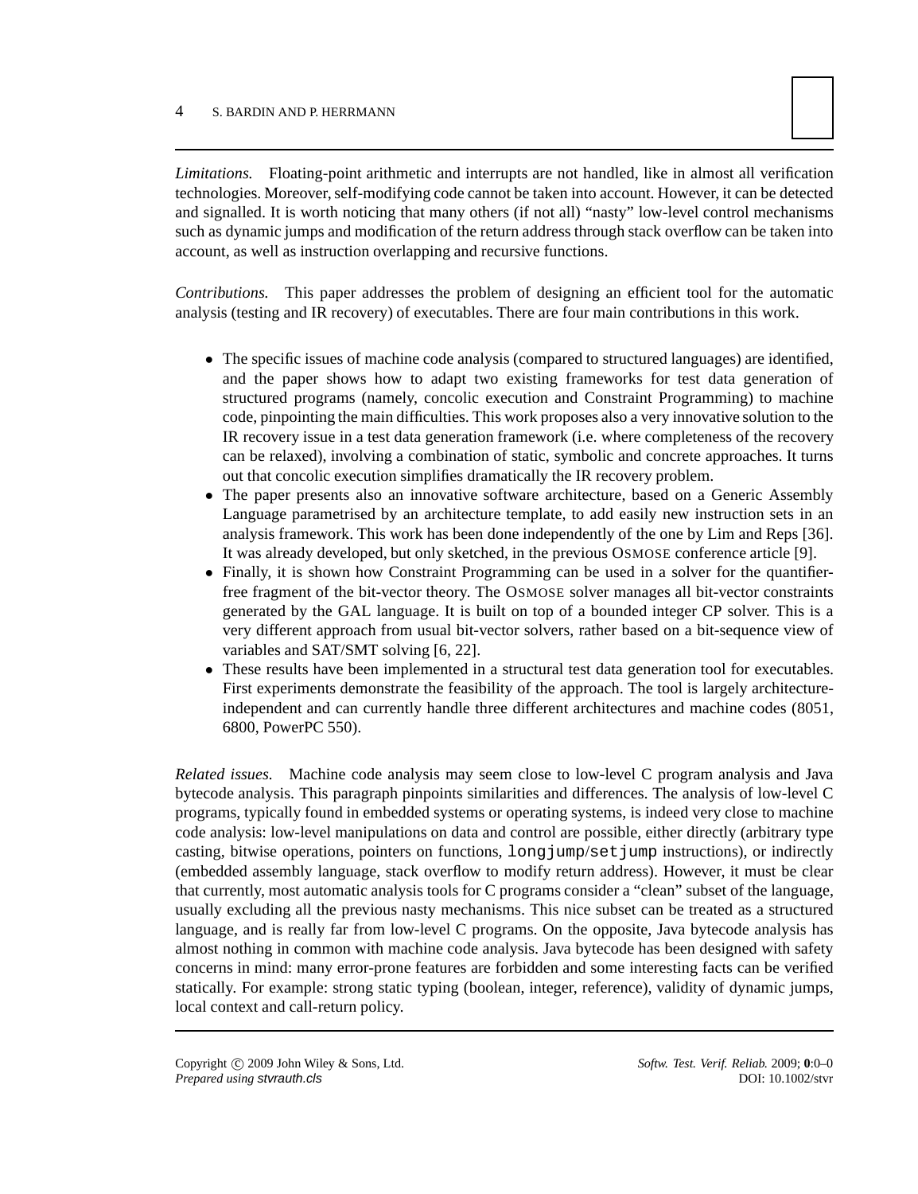*Limitations.* Floating-point arithmetic and interrupts are not handled, like in almost all verification technologies. Moreover, self-modifying code cannot be taken into account. However, it can be detected and signalled. It is worth noticing that many others (if not all) "nasty" low-level control mechanisms such as dynamic jumps and modification of the return address through stack overflow can be taken into account, as well as instruction overlapping and recursive functions.

*Contributions.* This paper addresses the problem of designing an efficient tool for the automatic analysis (testing and IR recovery) of executables. There are four main contributions in this work.

- The specific issues of machine code analysis (compared to structured languages) are identified, and the paper shows how to adapt two existing frameworks for test data generation of structured programs (namely, concolic execution and Constraint Programming) to machine code, pinpointing the main difficulties. This work proposes also a very innovative solution to the IR recovery issue in a test data generation framework (i.e. where completeness of the recovery can be relaxed), involving a combination of static, symbolic and concrete approaches. It turns out that concolic execution simplifies dramatically the IR recovery problem.
- The paper presents also an innovative software architecture, based on a Generic Assembly Language parametrised by an architecture template, to add easily new instruction sets in an analysis framework. This work has been done independently of the one by Lim and Reps [36]. It was already developed, but only sketched, in the previous OSMOSE conference article [9].
- Finally, it is shown how Constraint Programming can be used in a solver for the quantifier-free fragment of the bit-vector theory. The OSMOSE solver manages all bit-vector constraints generated by the GAL language. It is built on top of a bounded integer CP solver. This is a very different approach from usual bit-vector solvers, rather based on a bit-sequence view of variables and SAT/SMT solving [6, 22].
- These results have been implemented in a structural test data generation tool for executables. First experiments demonstrate the feasibility of the approach. The tool is largely architecture-independent and can currently handle three different architectures and machine codes (8051, 6800, PowerPC 550).

*Related issues.* Machine code analysis may seem close to low-level C program analysis and Java bytecode analysis. This paragraph pinpoints similarities and differences. The analysis of low-level C programs, typically found in embedded systems or operating systems, is indeed very close to machine code analysis: low-level manipulations on data and control are possible, either directly (arbitrary type casting, bitwise operations, pointers on functions, `longjump`/`setjump` instructions), or indirectly (embedded assembly language, stack overflow to modify return address). However, it must be clear that currently, most automatic analysis tools for C programs consider a "clean" subset of the language, usually excluding all the previous nasty mechanisms. This nice subset can be treated as a structured language, and is really far from low-level C programs. On the opposite, Java bytecode analysis has almost nothing in common with machine code analysis. Java bytecode has been designed with safety concerns in mind: many error-prone features are forbidden and some interesting facts can be verified statically. For example: strong static typing (boolean, integer, reference), validity of dynamic jumps, local context and call-return policy.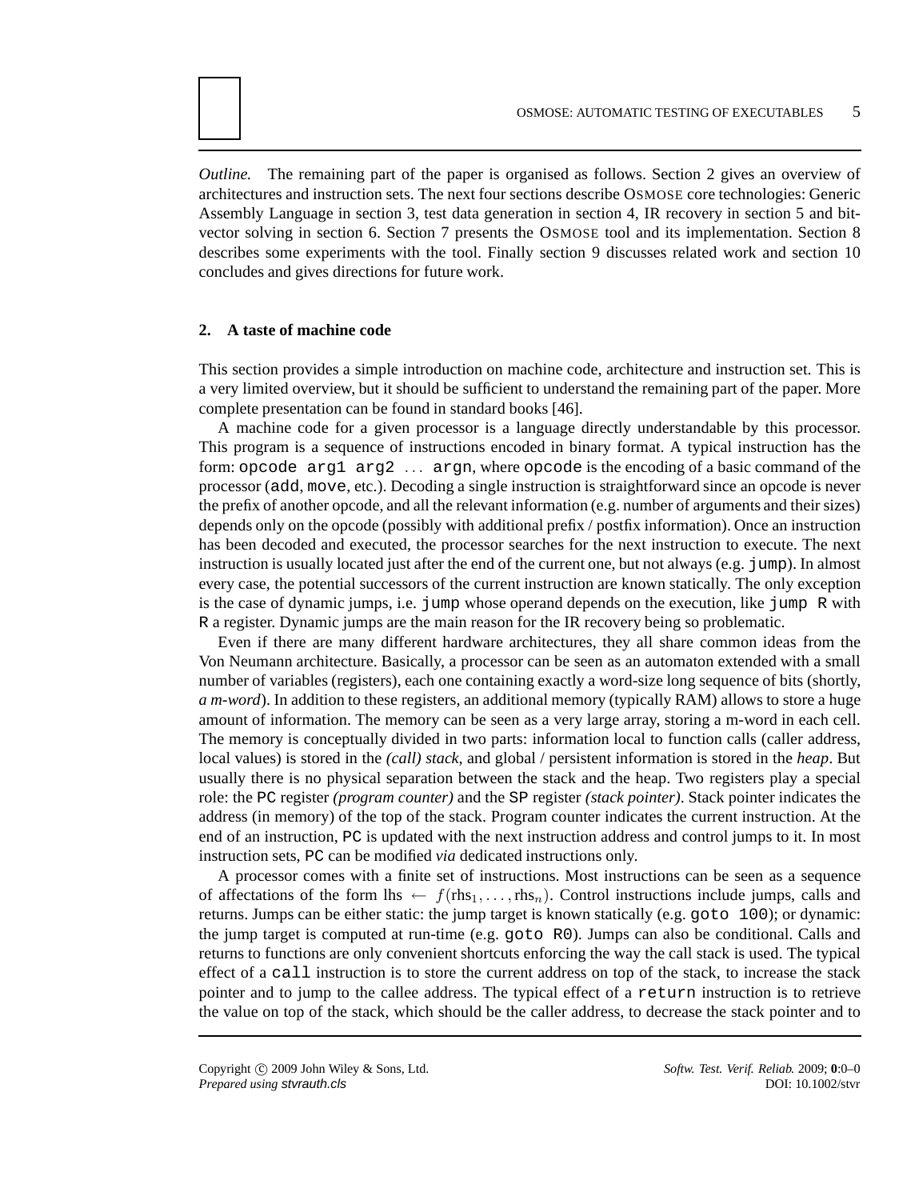*Outline.* The remaining part of the paper is organised as follows. Section 2 gives an overview of architectures and instruction sets. The next four sections describe OSMOSE core technologies: Generic Assembly Language in section 3, test data generation in section 4, IR recovery in section 5 and bit-vector solving in section 6. Section 7 presents the OSMOSE tool and its implementation. Section 8 describes some experiments with the tool. Finally section 9 discusses related work and section 10 concludes and gives directions for future work.

## 2. A taste of machine code

This section provides a simple introduction on machine code, architecture and instruction set. This is a very limited overview, but it should be sufficient to understand the remaining part of the paper. More complete presentation can be found in standard books [46].

A machine code for a given processor is a language directly understandable by this processor. This program is a sequence of instructions encoded in binary format. A typical instruction has the form: `opcode arg1 arg2 ... argn`, where `opcode` is the encoding of a basic command of the processor (`add`, `move`, etc.). Decoding a single instruction is straightforward since an opcode is never the prefix of another opcode, and all the relevant information (e.g. number of arguments and their sizes) depends only on the opcode (possibly with additional prefix / postfix information). Once an instruction has been decoded and executed, the processor searches for the next instruction to execute. The next instruction is usually located just after the end of the current one, but not always (e.g. `jump`). In almost every case, the potential successors of the current instruction are known statically. The only exception is the case of dynamic jumps, i.e. `jump` whose operand depends on the execution, like `jump R` with `R` a register. Dynamic jumps are the main reason for the IR recovery being so problematic.

Even if there are many different hardware architectures, they all share common ideas from the Von Neumann architecture. Basically, a processor can be seen as an automaton extended with a small number of variables (registers), each one containing exactly a word-size long sequence of bits (shortly, *a m-word*). In addition to these registers, an additional memory (typically RAM) allows to store a huge amount of information. The memory can be seen as a very large array, storing a m-word in each cell. The memory is conceptually divided in two parts: information local to function calls (caller address, local values) is stored in the *(call) stack*, and global / persistent information is stored in the *heap*. But usually there is no physical separation between the stack and the heap. Two registers play a special role: the `PC` register *(program counter)* and the `SP` register *(stack pointer)*. Stack pointer indicates the address (in memory) of the top of the stack. Program counter indicates the current instruction. At the end of an instruction, `PC` is updated with the next instruction address and control jumps to it. In most instruction sets, `PC` can be modified *via* dedicated instructions only.

A processor comes with a finite set of instructions. Most instructions can be seen as a sequence of affectations of the form $\text{lhs} \leftarrow f(\text{rhs}_1, \ldots, \text{rhs}_n)$. Control instructions include jumps, calls and returns. Jumps can be either static: the jump target is known statically (e.g. `goto 100`); or dynamic: the jump target is computed at run-time (e.g. `goto R0`). Jumps can also be conditional. Calls and returns to functions are only convenient shortcuts enforcing the way the call stack is used. The typical effect of a `call` instruction is to store the current address on top of the stack, to increase the stack pointer and to jump to the callee address. The typical effect of a `return` instruction is to retrieve the value on top of the stack, which should be the caller address, to decrease the stack pointer and to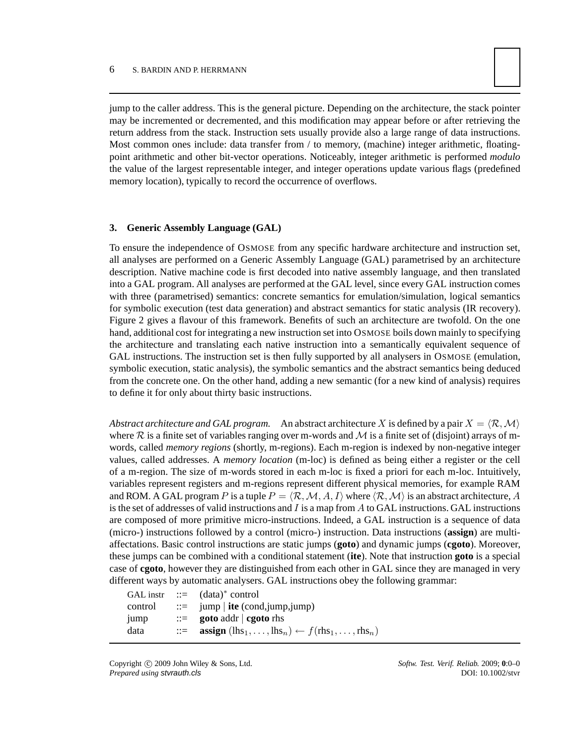jump to the caller address. This is the general picture. Depending on the architecture, the stack pointer may be incremented or decremented, and this modification may appear before or after retrieving the return address from the stack. Instruction sets usually provide also a large range of data instructions. Most common ones include: data transfer from / to memory, (machine) integer arithmetic, floating-point arithmetic and other bit-vector operations. Noticeably, integer arithmetic is performed *modulo* the value of the largest representable integer, and integer operations update various flags (predefined memory location), typically to record the occurrence of overflows.

## 3. Generic Assembly Language (GAL)

To ensure the independence of OSMOSE from any specific hardware architecture and instruction set, all analyses are performed on a Generic Assembly Language (GAL) parametrised by an architecture description. Native machine code is first decoded into native assembly language, and then translated into a GAL program. All analyses are performed at the GAL level, since every GAL instruction comes with three (parametrised) semantics: concrete semantics for emulation/simulation, logical semantics for symbolic execution (test data generation) and abstract semantics for static analysis (IR recovery). Figure 2 gives a flavour of this framework. Benefits of such an architecture are twofold. On the one hand, additional cost for integrating a new instruction set into OSMOSE boils down mainly to specifying the architecture and translating each native instruction into a semantically equivalent sequence of GAL instructions. The instruction set is then fully supported by all analysers in OSMOSE (emulation, symbolic execution, static analysis), the symbolic semantics and the abstract semantics being deduced from the concrete one. On the other hand, adding a new semantic (for a new kind of analysis) requires to define it for only about thirty basic instructions.

*Abstract architecture and GAL program.* An abstract architecture $X$ is defined by a pair $X = \langle \mathcal{R}, \mathcal{M} \rangle$ where $\mathcal{R}$ is a finite set of variables ranging over m-words and $\mathcal{M}$ is a finite set of (disjoint) arrays of m-words, called *memory regions* (shortly, m-regions). Each m-region is indexed by non-negative integer values, called addresses. A *memory location* (m-loc) is defined as being either a register or the cell of a m-region. The size of m-words stored in each m-loc is fixed a priori for each m-loc. Intuitively, variables represent registers and m-regions represent different physical memories, for example RAM and ROM. A GAL program $P$ is a tuple $P = \langle \mathcal{R}, \mathcal{M}, A, I \rangle$ where $\langle \mathcal{R}, \mathcal{M} \rangle$ is an abstract architecture, $A$ is the set of addresses of valid instructions and $I$ is a map from $A$ to GAL instructions. GAL instructions are composed of more primitive micro-instructions. Indeed, a GAL instruction is a sequence of data (micro-) instructions followed by a control (micro-) instruction. Data instructions (**assign**) are multi-affectations. Basic control instructions are static jumps (**goto**) and dynamic jumps (**cgoto**). Moreover, these jumps can be combined with a conditional statement (**ite**). Note that instruction **goto** is a special case of **cgoto**, however they are distinguished from each other in GAL since they are managed in very different ways by automatic analysers. GAL instructions obey the following grammar:

```
GAL instr  ::=  (data)* control
control    ::=  jump | ite (cond,jump,jump)
jump       ::=  goto addr | cgoto rhs
data       ::=  assign (lhs_1, ..., lhs_n) ← f(rhs_1, ..., rhs_n)
```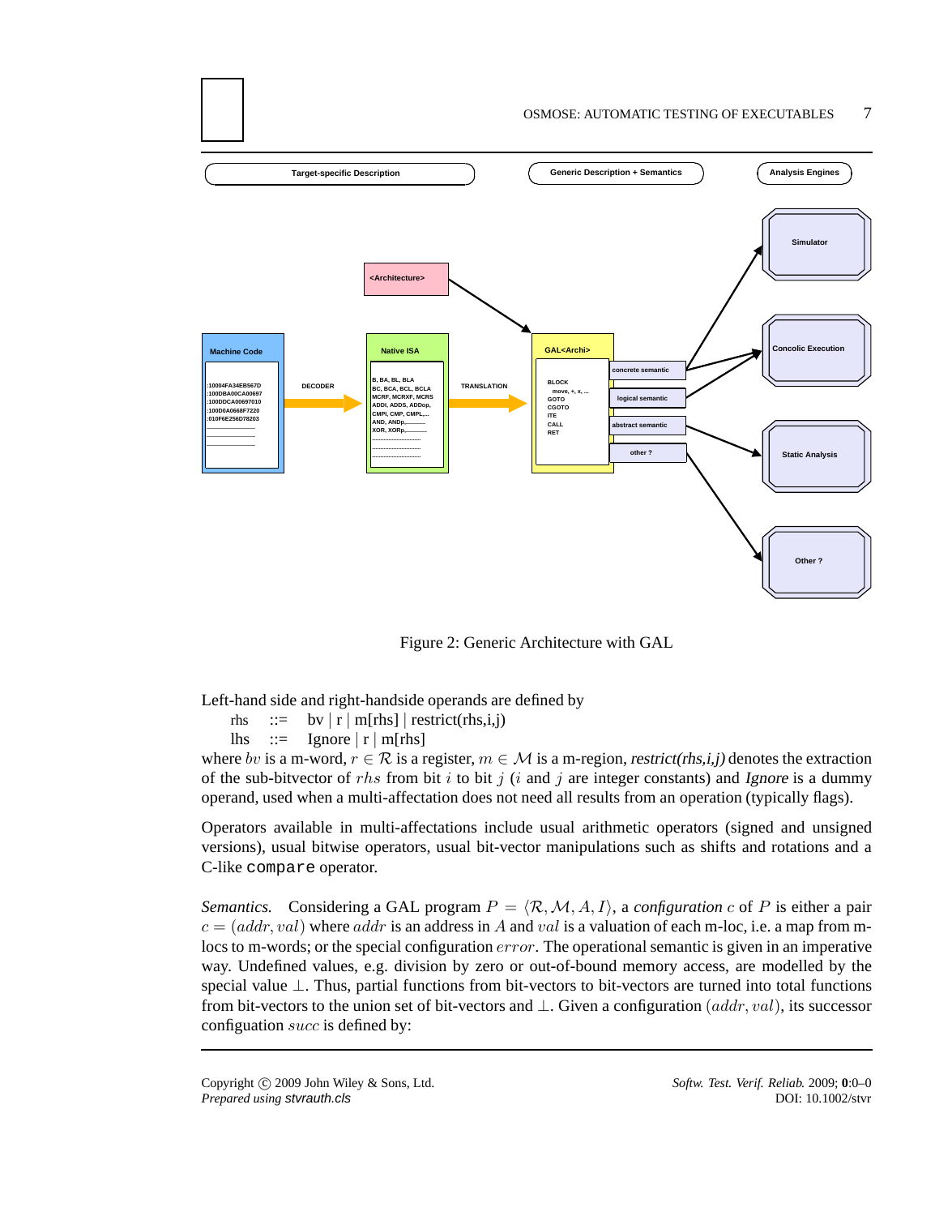Figure 2: Generic Architecture with GAL

Left-hand side and right-handside operands are defined by

rhs ::= bv | r | m[rhs] | restrict(rhs,i,j)
lhs ::= Ignore | r | m[rhs]

where $bv$ is a m-word, $r \in \mathcal{R}$ is a register, $m \in \mathcal{M}$ is a m-region, *restrict(rhs,i,j)* denotes the extraction of the sub-bitvector of $rhs$ from bit $i$ to bit $j$ ($i$ and $j$ are integer constants) and *Ignore* is a dummy operand, used when a multi-affectation does not need all results from an operation (typically flags).

Operators available in multi-affectations include usual arithmetic operators (signed and unsigned versions), usual bitwise operators, usual bit-vector manipulations such as shifts and rotations and a C-like `compare` operator.

*Semantics.* Considering a GAL program $P = \langle \mathcal{R}, \mathcal{M}, A, I \rangle$, a *configuration* $c$ of $P$ is either a pair $c = (addr, val)$ where $addr$ is an address in $A$ and $val$ is a valuation of each m-loc, i.e. a map from m-locs to m-words; or the special configuration $error$. The operational semantic is given in an imperative way. Undefined values, e.g. division by zero or out-of-bound memory access, are modelled by the special value $\perp$. Thus, partial functions from bit-vectors to bit-vectors are turned into total functions from bit-vectors to the union set of bit-vectors and $\perp$. Given a configuration $(addr, val)$, its successor configuation $succ$ is defined by: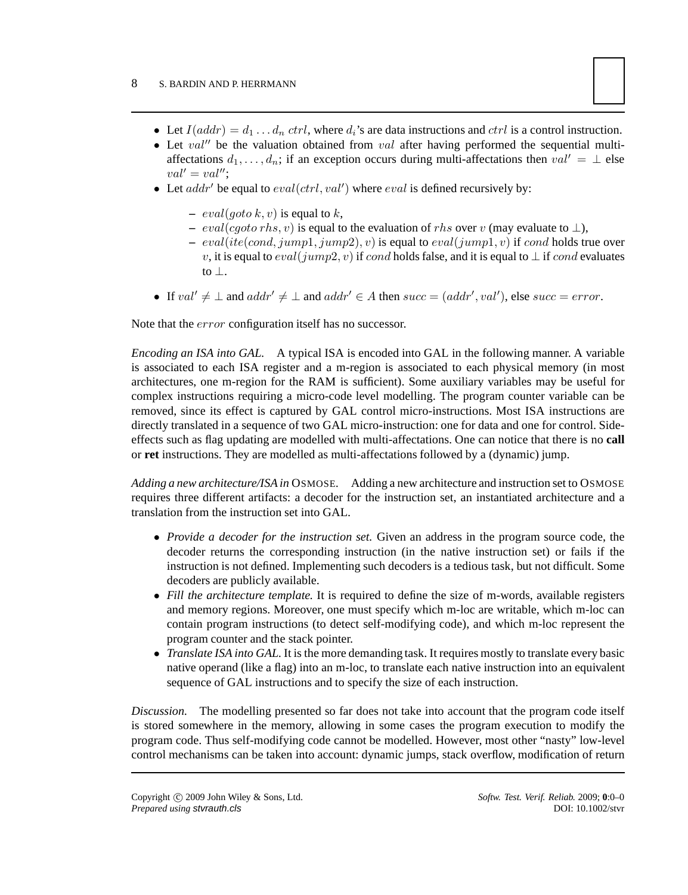- Let $I(addr) = d_1 \dots d_n\ ctrl$, where $d_i$'s are data instructions and $ctrl$ is a control instruction.
- Let $val''$ be the valuation obtained from $val$ after having performed the sequential multi-affectations $d_1, \dots, d_n$; if an exception occurs during multi-affectations then $val' = \perp$ else $val' = val''$;
- Let $addr'$ be equal to $eval(ctrl, val')$ where $eval$ is defined recursively by:
  - $eval(goto\ k, v)$ is equal to $k$,
  - $eval(cgoto\ rhs, v)$ is equal to the evaluation of $rhs$ over $v$ (may evaluate to $\perp$),
  - $eval(ite(cond, jump1, jump2), v)$ is equal to $eval(jump1, v)$ if $cond$ holds true over $v$, it is equal to $eval(jump2, v)$ if $cond$ holds false, and it is equal to $\perp$ if $cond$ evaluates to $\perp$.
- If $val' \neq \perp$ and $addr' \neq \perp$ and $addr' \in A$ then $succ = (addr', val')$, else $succ = error$.

Note that the $error$ configuration itself has no successor.

*Encoding an ISA into GAL.* A typical ISA is encoded into GAL in the following manner. A variable is associated to each ISA register and a m-region is associated to each physical memory (in most architectures, one m-region for the RAM is sufficient). Some auxiliary variables may be useful for complex instructions requiring a micro-code level modelling. The program counter variable can be removed, since its effect is captured by GAL control micro-instructions. Most ISA instructions are directly translated in a sequence of two GAL micro-instruction: one for data and one for control. Side-effects such as flag updating are modelled with multi-affectations. One can notice that there is no **call** or **ret** instructions. They are modelled as multi-affectations followed by a (dynamic) jump.

*Adding a new architecture/ISA in* OSMOSE. Adding a new architecture and instruction set to OSMOSE requires three different artifacts: a decoder for the instruction set, an instantiated architecture and a translation from the instruction set into GAL.

- *Provide a decoder for the instruction set.* Given an address in the program source code, the decoder returns the corresponding instruction (in the native instruction set) or fails if the instruction is not defined. Implementing such decoders is a tedious task, but not difficult. Some decoders are publicly available.
- *Fill the architecture template.* It is required to define the size of m-words, available registers and memory regions. Moreover, one must specify which m-loc are writable, which m-loc can contain program instructions (to detect self-modifying code), and which m-loc represent the program counter and the stack pointer.
- *Translate ISA into GAL.* It is the more demanding task. It requires mostly to translate every basic native operand (like a flag) into an m-loc, to translate each native instruction into an equivalent sequence of GAL instructions and to specify the size of each instruction.

*Discussion.* The modelling presented so far does not take into account that the program code itself is stored somewhere in the memory, allowing in some cases the program execution to modify the program code. Thus self-modifying code cannot be modelled. However, most other "nasty" low-level control mechanisms can be taken into account: dynamic jumps, stack overflow, modification of return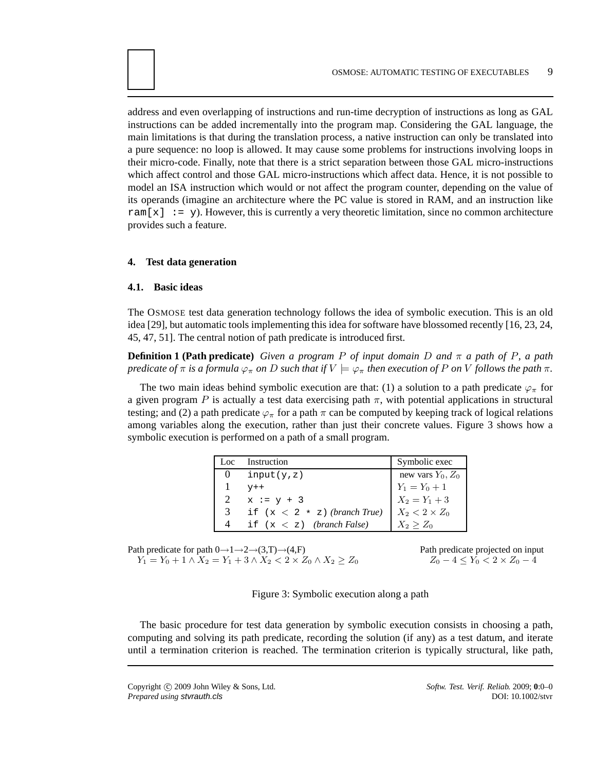address and even overlapping of instructions and run-time decryption of instructions as long as GAL instructions can be added incrementally into the program map. Considering the GAL language, the main limitations is that during the translation process, a native instruction can only be translated into a pure sequence: no loop is allowed. It may cause some problems for instructions involving loops in their micro-code. Finally, note that there is a strict separation between those GAL micro-instructions which affect control and those GAL micro-instructions which affect data. Hence, it is not possible to model an ISA instruction which would or not affect the program counter, depending on the value of its operands (imagine an architecture where the PC value is stored in RAM, and an instruction like `ram[x] := y`). However, this is currently a very theoretic limitation, since no common architecture provides such a feature.

## 4. Test data generation

### 4.1. Basic ideas

The OSMOSE test data generation technology follows the idea of symbolic execution. This is an old idea [29], but automatic tools implementing this idea for software have blossomed recently [16, 23, 24, 45, 47, 51]. The central notion of path predicate is introduced first.

**Definition 1 (Path predicate)** *Given a program $P$ of input domain $D$ and $\pi$ a path of $P$, a path predicate of $\pi$ is a formula $\varphi_\pi$ on $D$ such that if $V \models \varphi_\pi$ then execution of $P$ on $V$ follows the path $\pi$.*

The two main ideas behind symbolic execution are that: (1) a solution to a path predicate $\varphi_\pi$ for a given program $P$ is actually a test data exercising path $\pi$, with potential applications in structural testing; and (2) a path predicate $\varphi_\pi$ for a path $\pi$ can be computed by keeping track of logical relations among variables along the execution, rather than just their concrete values. Figure 3 shows how a symbolic execution is performed on a path of a small program.

| Loc | Instruction | Symbolic exec |
|---|---|---|
| 0 | `input(y,z)` | new vars $Y_0, Z_0$ |
| 1 | `y++` | $Y_1 = Y_0 + 1$ |
| 2 | `x := y + 3` | $X_2 = Y_1 + 3$ |
| 3 | `if (x < 2 * z)` *(branch True)* | $X_2 < 2 \times Z_0$ |
| 4 | `if (x < z)` *(branch False)* | $X_2 \geq Z_0$ |

Path predicate for path 0→1→2→(3,T)→(4,F)
$Y_1 = Y_0 + 1 \wedge X_2 = Y_1 + 3 \wedge X_2 < 2 \times Z_0 \wedge X_2 \geq Z_0$

Path predicate projected on input
$Z_0 - 4 \leq Y_0 < 2 \times Z_0 - 4$

Figure 3: Symbolic execution along a path

The basic procedure for test data generation by symbolic execution consists in choosing a path, computing and solving its path predicate, recording the solution (if any) as a test datum, and iterate until a termination criterion is reached. The termination criterion is typically structural, like path,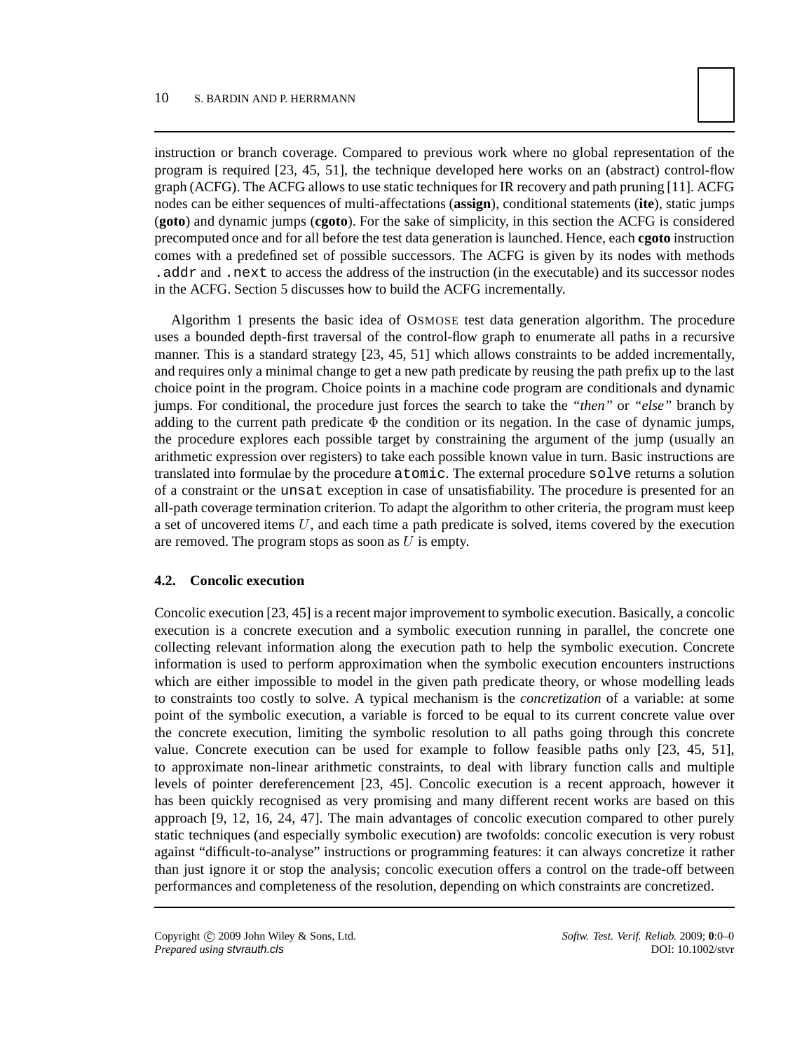instruction or branch coverage. Compared to previous work where no global representation of the program is required [23, 45, 51], the technique developed here works on an (abstract) control-flow graph (ACFG). The ACFG allows to use static techniques for IR recovery and path pruning [11]. ACFG nodes can be either sequences of multi-affectations (**assign**), conditional statements (**ite**), static jumps (**goto**) and dynamic jumps (**cgoto**). For the sake of simplicity, in this section the ACFG is considered precomputed once and for all before the test data generation is launched. Hence, each **cgoto** instruction comes with a predefined set of possible successors. The ACFG is given by its nodes with methods `.addr` and `.next` to access the address of the instruction (in the executable) and its successor nodes in the ACFG. Section 5 discusses how to build the ACFG incrementally.

Algorithm 1 presents the basic idea of OSMOSE test data generation algorithm. The procedure uses a bounded depth-first traversal of the control-flow graph to enumerate all paths in a recursive manner. This is a standard strategy [23, 45, 51] which allows constraints to be added incrementally, and requires only a minimal change to get a new path predicate by reusing the path prefix up to the last choice point in the program. Choice points in a machine code program are conditionals and dynamic jumps. For conditional, the procedure just forces the search to take the *"then"* or *"else"* branch by adding to the current path predicate $\Phi$ the condition or its negation. In the case of dynamic jumps, the procedure explores each possible target by constraining the argument of the jump (usually an arithmetic expression over registers) to take each possible known value in turn. Basic instructions are translated into formulae by the procedure `atomic`. The external procedure `solve` returns a solution of a constraint or the `unsat` exception in case of unsatisfiability. The procedure is presented for an all-path coverage termination criterion. To adapt the algorithm to other criteria, the program must keep a set of uncovered items $U$, and each time a path predicate is solved, items covered by the execution are removed. The program stops as soon as $U$ is empty.

### 4.2. Concolic execution

Concolic execution [23, 45] is a recent major improvement to symbolic execution. Basically, a concolic execution is a concrete execution and a symbolic execution running in parallel, the concrete one collecting relevant information along the execution path to help the symbolic execution. Concrete information is used to perform approximation when the symbolic execution encounters instructions which are either impossible to model in the given path predicate theory, or whose modelling leads to constraints too costly to solve. A typical mechanism is the *concretization* of a variable: at some point of the symbolic execution, a variable is forced to be equal to its current concrete value over the concrete execution, limiting the symbolic resolution to all paths going through this concrete value. Concrete execution can be used for example to follow feasible paths only [23, 45, 51], to approximate non-linear arithmetic constraints, to deal with library function calls and multiple levels of pointer dereferencement [23, 45]. Concolic execution is a recent approach, however it has been quickly recognised as very promising and many different recent works are based on this approach [9, 12, 16, 24, 47]. The main advantages of concolic execution compared to other purely static techniques (and especially symbolic execution) are twofolds: concolic execution is very robust against "difficult-to-analyse" instructions or programming features: it can always concretize it rather than just ignore it or stop the analysis; concolic execution offers a control on the trade-off between performances and completeness of the resolution, depending on which constraints are concretized.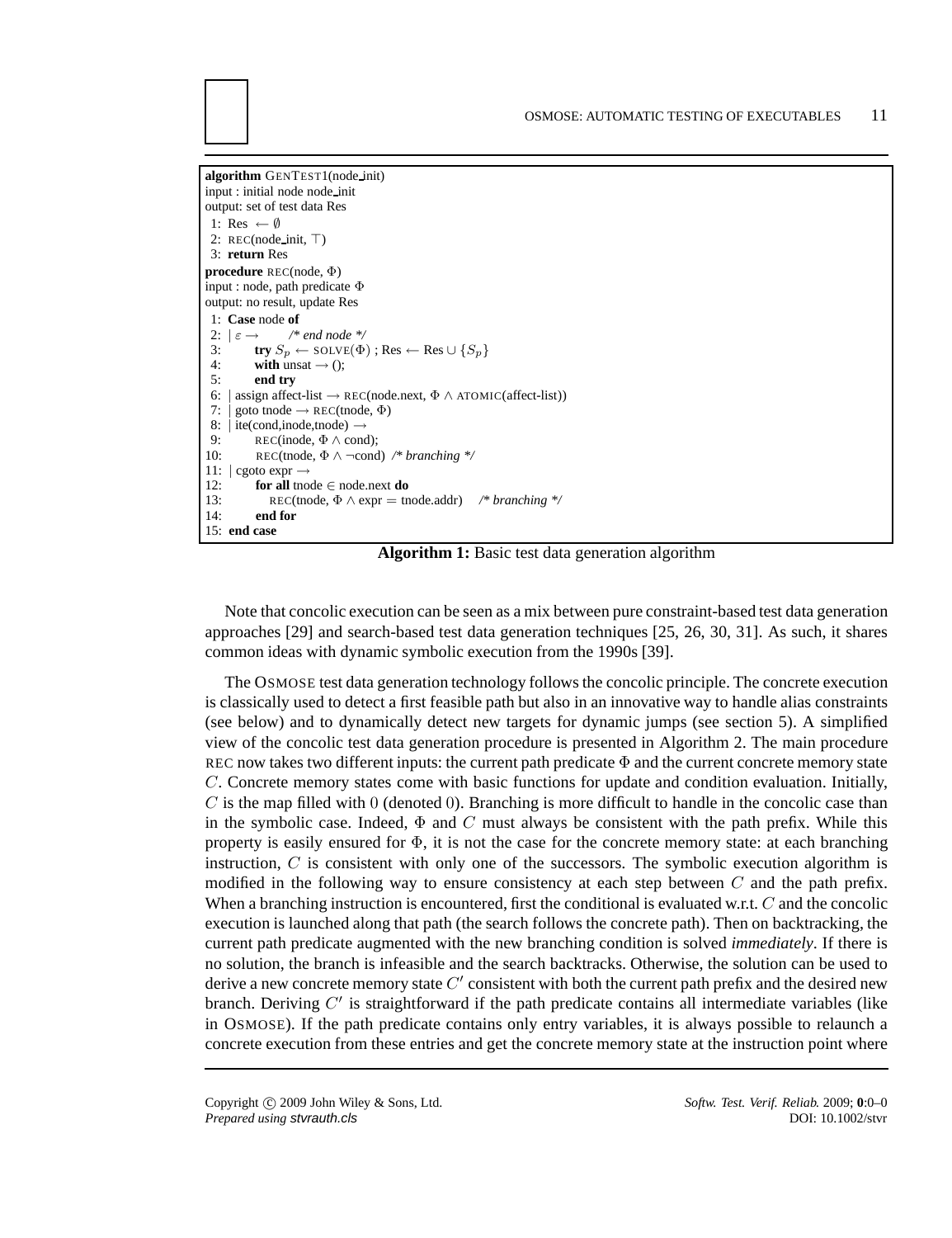```
algorithm GENTEST1(node_init)
input : initial node node_init
output: set of test data Res
 1: Res ← ∅
 2: REC(node_init, ⊤)
 3: return Res
procedure REC(node, Φ)
input : node, path predicate Φ
output: no result, update Res
 1: Case node of
 2: | ε →        /* end node */
 3:       try S_p ← SOLVE(Φ) ; Res ← Res ∪ {S_p}
 4:       with unsat → ();
 5:       end try
 6: | assign affect-list → REC(node.next, Φ ∧ ATOMIC(affect-list))
 7: | goto tnode → REC(tnode, Φ)
 8: | ite(cond,inode,tnode) →
 9:       REC(inode, Φ ∧ cond);
10:       REC(tnode, Φ ∧ ¬cond)  /* branching */
11: | cgoto expr →
12:       for all tnode ∈ node.next do
13:          REC(tnode, Φ ∧ expr = tnode.addr)    /* branching */
14:       end for
15: end case
```

**Algorithm 1:** Basic test data generation algorithm

Note that concolic execution can be seen as a mix between pure constraint-based test data generation approaches [29] and search-based test data generation techniques [25, 26, 30, 31]. As such, it shares common ideas with dynamic symbolic execution from the 1990s [39].

The OSMOSE test data generation technology follows the concolic principle. The concrete execution is classically used to detect a first feasible path but also in an innovative way to handle alias constraints (see below) and to dynamically detect new targets for dynamic jumps (see section 5). A simplified view of the concolic test data generation procedure is presented in Algorithm 2. The main procedure REC now takes two different inputs: the current path predicate $\Phi$ and the current concrete memory state $C$. Concrete memory states come with basic functions for update and condition evaluation. Initially, $C$ is the map filled with $0$ (denoted $0$). Branching is more difficult to handle in the concolic case than in the symbolic case. Indeed, $\Phi$ and $C$ must always be consistent with the path prefix. While this property is easily ensured for $\Phi$, it is not the case for the concrete memory state: at each branching instruction, $C$ is consistent with only one of the successors. The symbolic execution algorithm is modified in the following way to ensure consistency at each step between $C$ and the path prefix. When a branching instruction is encountered, first the conditional is evaluated w.r.t. $C$ and the concolic execution is launched along that path (the search follows the concrete path). Then on backtracking, the current path predicate augmented with the new branching condition is solved *immediately*. If there is no solution, the branch is infeasible and the search backtracks. Otherwise, the solution can be used to derive a new concrete memory state $C'$ consistent with both the current path prefix and the desired new branch. Deriving $C'$ is straightforward if the path predicate contains all intermediate variables (like in OSMOSE). If the path predicate contains only entry variables, it is always possible to relaunch a concrete execution from these entries and get the concrete memory state at the instruction point where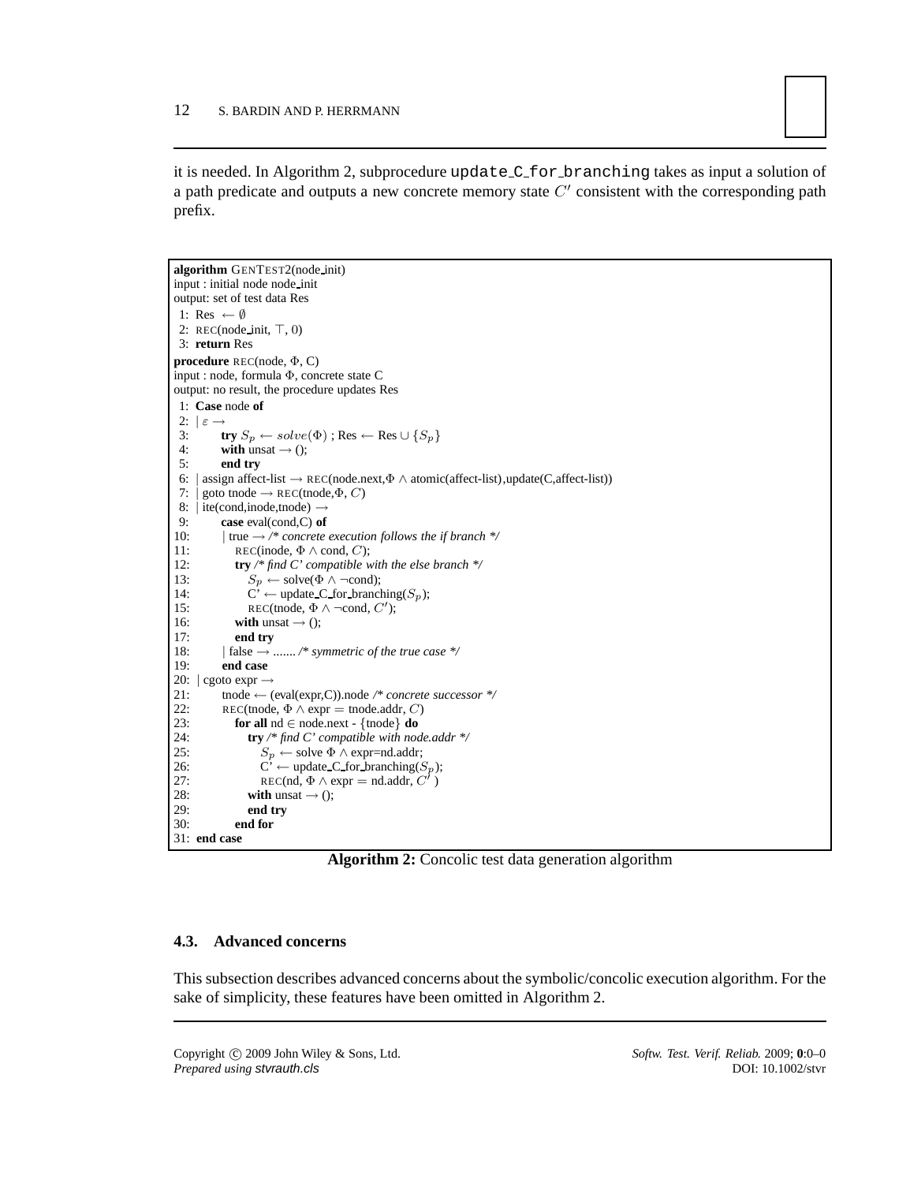it is needed. In Algorithm 2, subprocedure `update_C_for_branching` takes as input a solution of a path predicate and outputs a new concrete memory state $C'$ consistent with the corresponding path prefix.

```
algorithm GENTEST2(node_init)
input : initial node node_init
output: set of test data Res
 1: Res ← ∅
 2: REC(node_init, ⊤, 0)
 3: return Res
procedure REC(node, Φ, C)
input : node, formula Φ, concrete state C
output: no result, the procedure updates Res
 1: Case node of
 2: | ε →
 3:       try S_p ← solve(Φ) ; Res ← Res ∪ {S_p}
 4:       with unsat → ();
 5:       end try
 6: | assign affect-list → REC(node.next,Φ ∧ atomic(affect-list),update(C,affect-list))
 7: | goto tnode → REC(tnode,Φ, C)
 8: | ite(cond,inode,tnode) →
 9:       case eval(cond,C) of
10:       | true → /* concrete execution follows the if branch */
11:          REC(inode, Φ ∧ cond, C);
12:          try /* find C' compatible with the else branch */
13:             S_p ← solve(Φ ∧ ¬cond);
14:             C' ← update_C_for_branching(S_p);
15:             REC(tnode, Φ ∧ ¬cond, C');
16:          with unsat → ();
17:          end try
18:       | false → ....... /* symmetric of the true case */
19:       end case
20: | cgoto expr →
21:       tnode ← (eval(expr,C)).node /* concrete successor */
22:       REC(tnode, Φ ∧ expr = tnode.addr, C)
23:          for all nd ∈ node.next - {tnode} do
24:             try /* find C' compatible with node.addr */
25:                S_p ← solve Φ ∧ expr=nd.addr;
26:                C' ← update_C_for_branching(S_p);
27:                REC(nd, Φ ∧ expr = nd.addr, C')
28:             with unsat → ();
29:             end try
30:          end for
31: end case
```

**Algorithm 2:** Concolic test data generation algorithm

### 4.3. Advanced concerns

This subsection describes advanced concerns about the symbolic/concolic execution algorithm. For the sake of simplicity, these features have been omitted in Algorithm 2.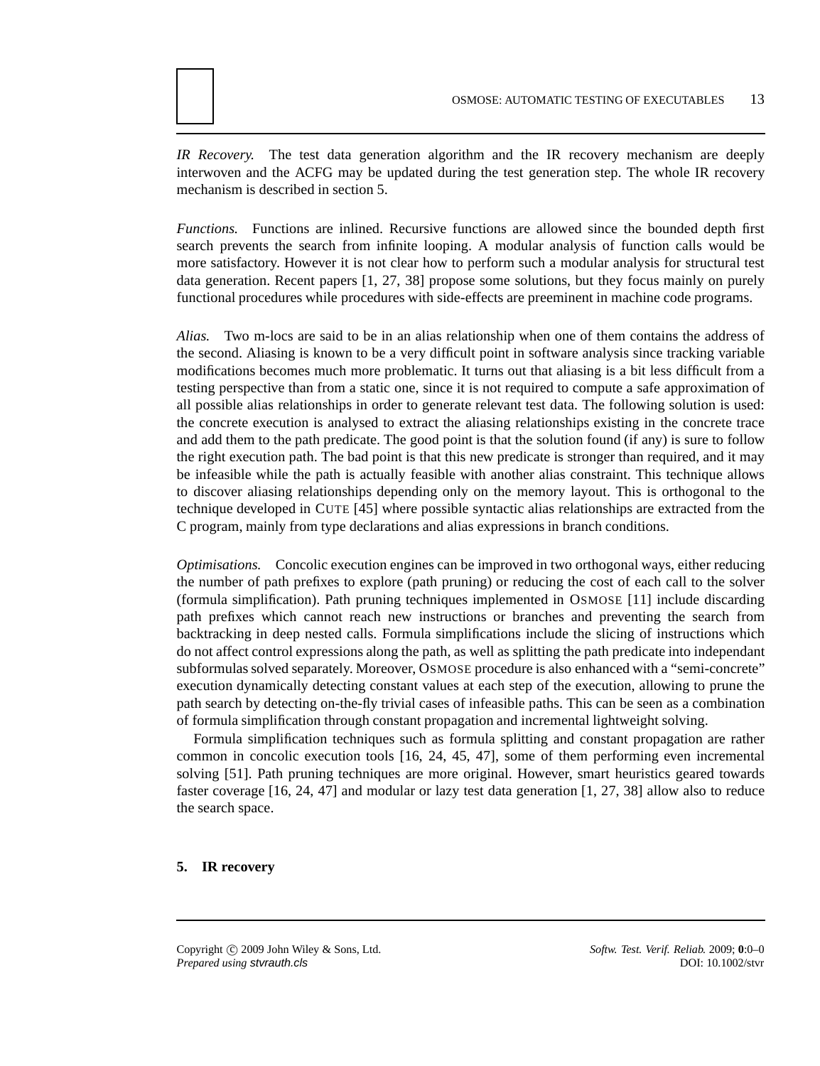*IR Recovery.* The test data generation algorithm and the IR recovery mechanism are deeply interwoven and the ACFG may be updated during the test generation step. The whole IR recovery mechanism is described in section 5.

*Functions.* Functions are inlined. Recursive functions are allowed since the bounded depth first search prevents the search from infinite looping. A modular analysis of function calls would be more satisfactory. However it is not clear how to perform such a modular analysis for structural test data generation. Recent papers [1, 27, 38] propose some solutions, but they focus mainly on purely functional procedures while procedures with side-effects are preeminent in machine code programs.

*Alias.* Two m-locs are said to be in an alias relationship when one of them contains the address of the second. Aliasing is known to be a very difficult point in software analysis since tracking variable modifications becomes much more problematic. It turns out that aliasing is a bit less difficult from a testing perspective than from a static one, since it is not required to compute a safe approximation of all possible alias relationships in order to generate relevant test data. The following solution is used: the concrete execution is analysed to extract the aliasing relationships existing in the concrete trace and add them to the path predicate. The good point is that the solution found (if any) is sure to follow the right execution path. The bad point is that this new predicate is stronger than required, and it may be infeasible while the path is actually feasible with another alias constraint. This technique allows to discover aliasing relationships depending only on the memory layout. This is orthogonal to the technique developed in CUTE [45] where possible syntactic alias relationships are extracted from the C program, mainly from type declarations and alias expressions in branch conditions.

*Optimisations.* Concolic execution engines can be improved in two orthogonal ways, either reducing the number of path prefixes to explore (path pruning) or reducing the cost of each call to the solver (formula simplification). Path pruning techniques implemented in OSMOSE [11] include discarding path prefixes which cannot reach new instructions or branches and preventing the search from backtracking in deep nested calls. Formula simplifications include the slicing of instructions which do not affect control expressions along the path, as well as splitting the path predicate into independant subformulas solved separately. Moreover, OSMOSE procedure is also enhanced with a "semi-concrete" execution dynamically detecting constant values at each step of the execution, allowing to prune the path search by detecting on-the-fly trivial cases of infeasible paths. This can be seen as a combination of formula simplification through constant propagation and incremental lightweight solving.

Formula simplification techniques such as formula splitting and constant propagation are rather common in concolic execution tools [16, 24, 45, 47], some of them performing even incremental solving [51]. Path pruning techniques are more original. However, smart heuristics geared towards faster coverage [16, 24, 47] and modular or lazy test data generation [1, 27, 38] allow also to reduce the search space.

## 5. IR recovery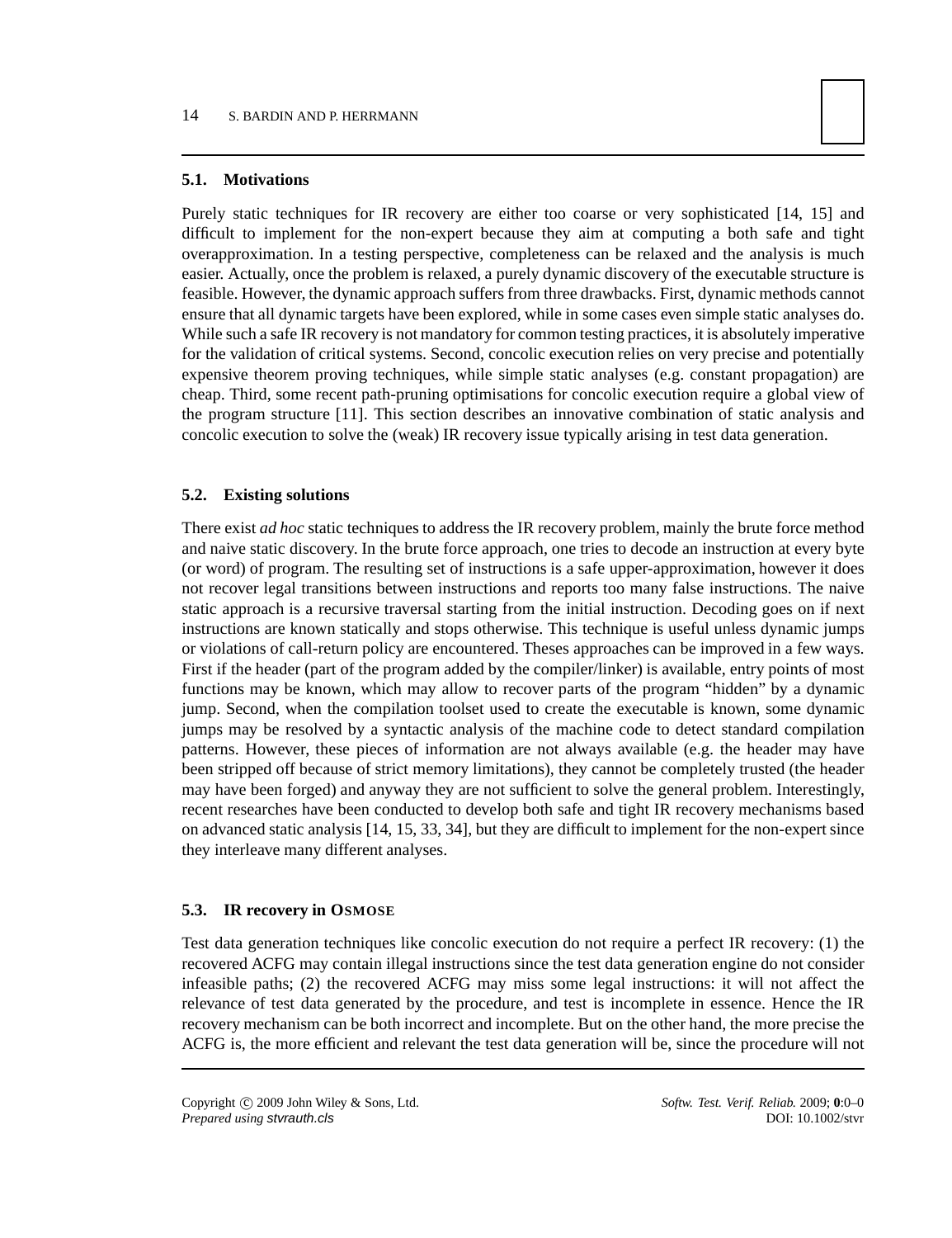### 5.1. Motivations

Purely static techniques for IR recovery are either too coarse or very sophisticated [14, 15] and difficult to implement for the non-expert because they aim at computing a both safe and tight overapproximation. In a testing perspective, completeness can be relaxed and the analysis is much easier. Actually, once the problem is relaxed, a purely dynamic discovery of the executable structure is feasible. However, the dynamic approach suffers from three drawbacks. First, dynamic methods cannot ensure that all dynamic targets have been explored, while in some cases even simple static analyses do. While such a safe IR recovery is not mandatory for common testing practices, it is absolutely imperative for the validation of critical systems. Second, concolic execution relies on very precise and potentially expensive theorem proving techniques, while simple static analyses (e.g. constant propagation) are cheap. Third, some recent path-pruning optimisations for concolic execution require a global view of the program structure [11]. This section describes an innovative combination of static analysis and concolic execution to solve the (weak) IR recovery issue typically arising in test data generation.

### 5.2. Existing solutions

There exist *ad hoc* static techniques to address the IR recovery problem, mainly the brute force method and naive static discovery. In the brute force approach, one tries to decode an instruction at every byte (or word) of program. The resulting set of instructions is a safe upper-approximation, however it does not recover legal transitions between instructions and reports too many false instructions. The naive static approach is a recursive traversal starting from the initial instruction. Decoding goes on if next instructions are known statically and stops otherwise. This technique is useful unless dynamic jumps or violations of call-return policy are encountered. Theses approaches can be improved in a few ways. First if the header (part of the program added by the compiler/linker) is available, entry points of most functions may be known, which may allow to recover parts of the program “hidden” by a dynamic jump. Second, when the compilation toolset used to create the executable is known, some dynamic jumps may be resolved by a syntactic analysis of the machine code to detect standard compilation patterns. However, these pieces of information are not always available (e.g. the header may have been stripped off because of strict memory limitations), they cannot be completely trusted (the header may have been forged) and anyway they are not sufficient to solve the general problem. Interestingly, recent researches have been conducted to develop both safe and tight IR recovery mechanisms based on advanced static analysis [14, 15, 33, 34], but they are difficult to implement for the non-expert since they interleave many different analyses.

### 5.3. IR recovery in OSMOSE

Test data generation techniques like concolic execution do not require a perfect IR recovery: (1) the recovered ACFG may contain illegal instructions since the test data generation engine do not consider infeasible paths; (2) the recovered ACFG may miss some legal instructions: it will not affect the relevance of test data generated by the procedure, and test is incomplete in essence. Hence the IR recovery mechanism can be both incorrect and incomplete. But on the other hand, the more precise the ACFG is, the more efficient and relevant the test data generation will be, since the procedure will not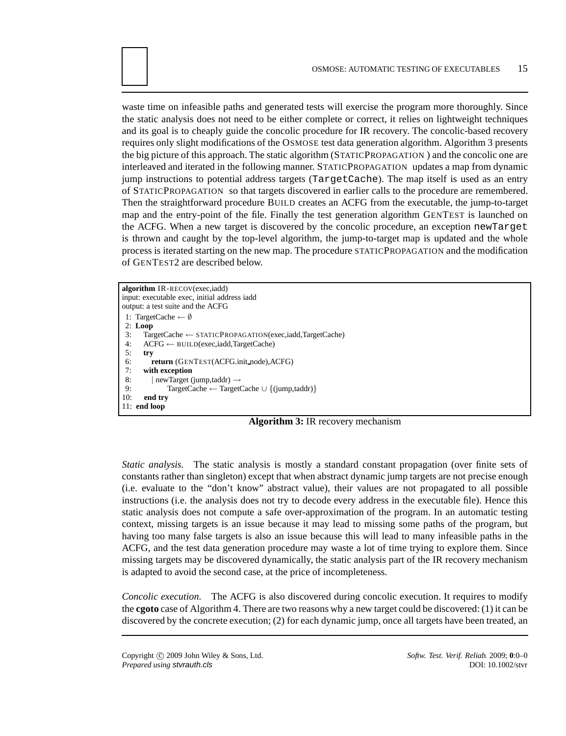waste time on infeasible paths and generated tests will exercise the program more thoroughly. Since the static analysis does not need to be either complete or correct, it relies on lightweight techniques and its goal is to cheaply guide the concolic procedure for IR recovery. The concolic-based recovery requires only slight modifications of the OSMOSE test data generation algorithm. Algorithm 3 presents the big picture of this approach. The static algorithm (STATICPROPAGATION ) and the concolic one are interleaved and iterated in the following manner. STATICPROPAGATION updates a map from dynamic jump instructions to potential address targets (`TargetCache`). The map itself is used as an entry of STATICPROPAGATION so that targets discovered in earlier calls to the procedure are remembered. Then the straightforward procedure BUILD creates an ACFG from the executable, the jump-to-target map and the entry-point of the file. Finally the test generation algorithm GENTEST is launched on the ACFG. When a new target is discovered by the concolic procedure, an exception `newTarget` is thrown and caught by the top-level algorithm, the jump-to-target map is updated and the whole process is iterated starting on the new map. The procedure STATICPROPAGATION and the modification of GENTEST2 are described below.

```
algorithm IR-RECOV(exec,iadd)
input: executable exec, initial address iadd
output: a test suite and the ACFG
 1: TargetCache ← ∅
 2: Loop
 3:    TargetCache ← STATICPROPAGATION(exec,iadd,TargetCache)
 4:    ACFG ← BUILD(exec,iadd,TargetCache)
 5:    try
 6:       return (GENTEST(ACFG.init_node),ACFG)
 7:    with exception
 8:       | newTarget (jump,taddr) →
 9:             TargetCache ← TargetCache ∪ {(jump,taddr)}
10:    end try
11: end loop
```

**Algorithm 3:** IR recovery mechanism

*Static analysis.* The static analysis is mostly a standard constant propagation (over finite sets of constants rather than singleton) except that when abstract dynamic jump targets are not precise enough (i.e. evaluate to the "don't know" abstract value), their values are not propagated to all possible instructions (i.e. the analysis does not try to decode every address in the executable file). Hence this static analysis does not compute a safe over-approximation of the program. In an automatic testing context, missing targets is an issue because it may lead to missing some paths of the program, but having too many false targets is also an issue because this will lead to many infeasible paths in the ACFG, and the test data generation procedure may waste a lot of time trying to explore them. Since missing targets may be discovered dynamically, the static analysis part of the IR recovery mechanism is adapted to avoid the second case, at the price of incompleteness.

*Concolic execution.* The ACFG is also discovered during concolic execution. It requires to modify the **cgoto** case of Algorithm 4. There are two reasons why a new target could be discovered: (1) it can be discovered by the concrete execution; (2) for each dynamic jump, once all targets have been treated, an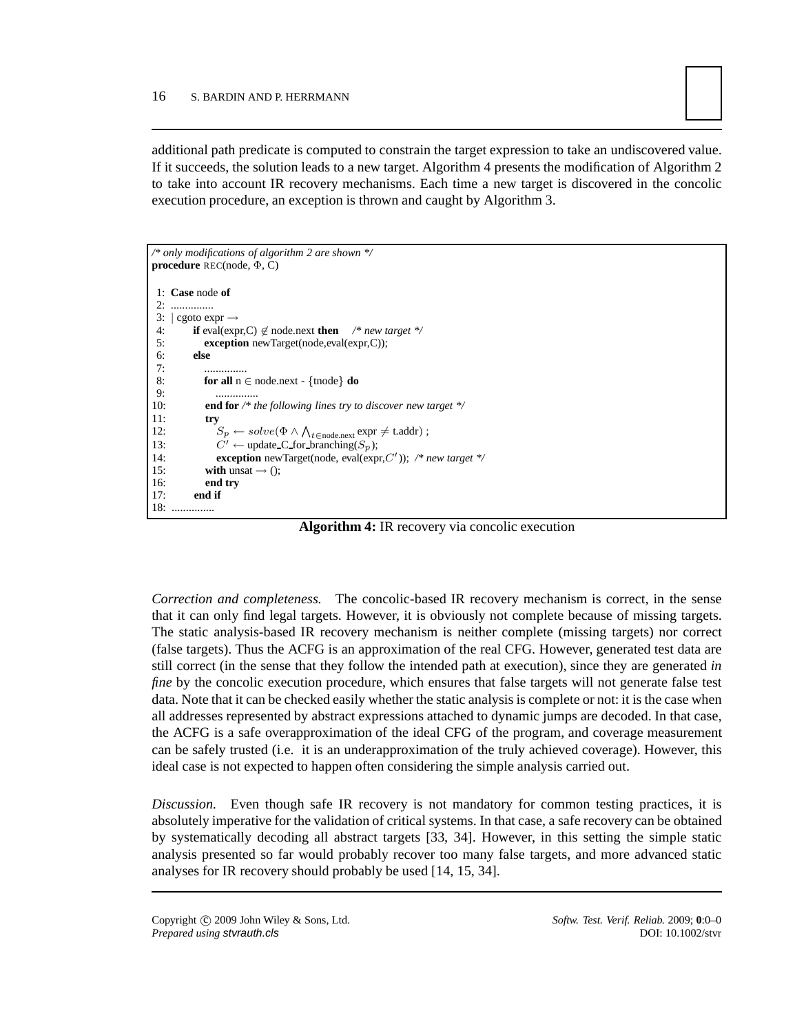additional path predicate is computed to constrain the target expression to take an undiscovered value. If it succeeds, the solution leads to a new target. Algorithm 4 presents the modification of Algorithm 2 to take into account IR recovery mechanisms. Each time a new target is discovered in the concolic execution procedure, an exception is thrown and caught by Algorithm 3.

```
/* only modifications of algorithm 2 are shown */
procedure REC(node, Φ, C)

 1: Case node of
 2: ...............
 3: | cgoto expr →
 4:     if eval(expr,C) ∉ node.next then   /* new target */
 5:        exception newTarget(node,eval(expr,C));
 6:     else
 7:        ...............
 8:        for all n ∈ node.next - {tnode} do
 9:           ...............
10:        end for /* the following lines try to discover new target */
11:        try
12:           S_p ← solve(Φ ∧ ⋀_{t∈node.next} expr ≠ t.addr) ;
13:           C′ ← update_C_for_branching(S_p);
14:           exception newTarget(node, eval(expr,C′));  /* new target */
15:        with unsat → ();
16:        end try
17:     end if
18: ...............
```

**Algorithm 4:** IR recovery via concolic execution

*Correction and completeness.* The concolic-based IR recovery mechanism is correct, in the sense that it can only find legal targets. However, it is obviously not complete because of missing targets. The static analysis-based IR recovery mechanism is neither complete (missing targets) nor correct (false targets). Thus the ACFG is an approximation of the real CFG. However, generated test data are still correct (in the sense that they follow the intended path at execution), since they are generated *in fine* by the concolic execution procedure, which ensures that false targets will not generate false test data. Note that it can be checked easily whether the static analysis is complete or not: it is the case when all addresses represented by abstract expressions attached to dynamic jumps are decoded. In that case, the ACFG is a safe overapproximation of the ideal CFG of the program, and coverage measurement can be safely trusted (i.e. it is an underapproximation of the truly achieved coverage). However, this ideal case is not expected to happen often considering the simple analysis carried out.

*Discussion.* Even though safe IR recovery is not mandatory for common testing practices, it is absolutely imperative for the validation of critical systems. In that case, a safe recovery can be obtained by systematically decoding all abstract targets [33, 34]. However, in this setting the simple static analysis presented so far would probably recover too many false targets, and more advanced static analyses for IR recovery should probably be used [14, 15, 34].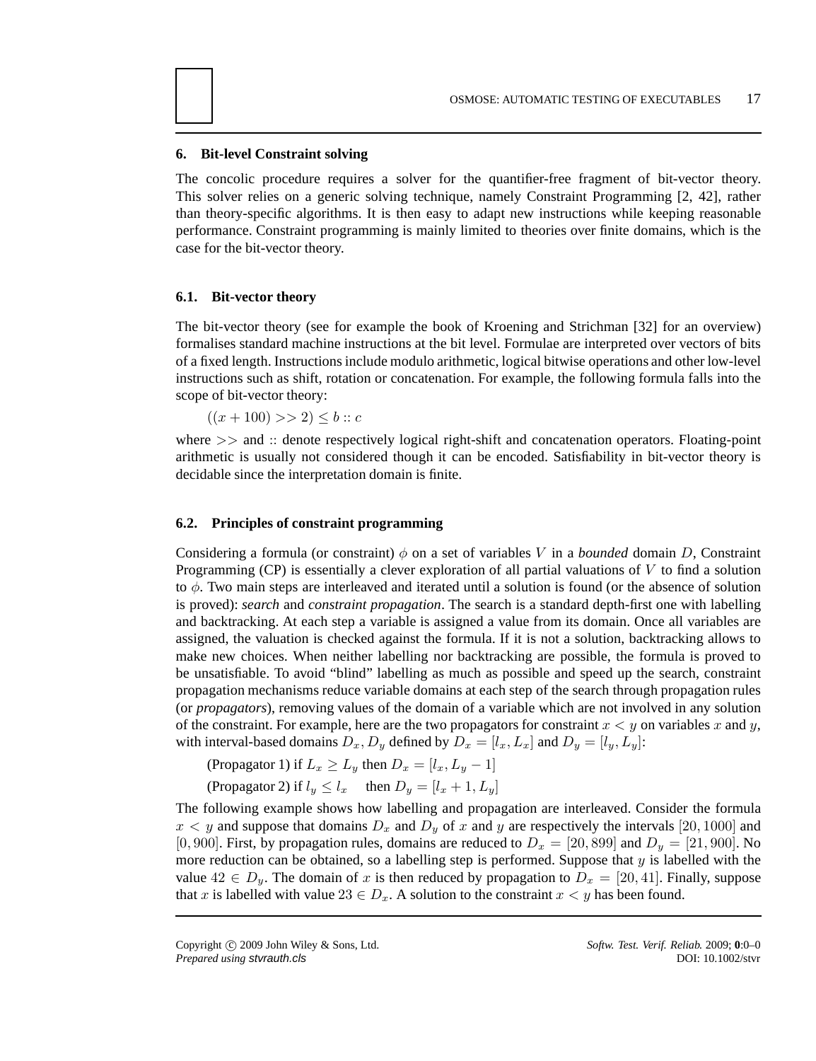## 6. Bit-level Constraint solving

The concolic procedure requires a solver for the quantifier-free fragment of bit-vector theory. This solver relies on a generic solving technique, namely Constraint Programming [2, 42], rather than theory-specific algorithms. It is then easy to adapt new instructions while keeping reasonable performance. Constraint programming is mainly limited to theories over finite domains, which is the case for the bit-vector theory.

### 6.1. Bit-vector theory

The bit-vector theory (see for example the book of Kroening and Strichman [32] for an overview) formalises standard machine instructions at the bit level. Formulae are interpreted over vectors of bits of a fixed length. Instructions include modulo arithmetic, logical bitwise operations and other low-level instructions such as shift, rotation or concatenation. For example, the following formula falls into the scope of bit-vector theory:

$((x + 100) >> 2) \leq b :: c$

where $>>$ and $::$ denote respectively logical right-shift and concatenation operators. Floating-point arithmetic is usually not considered though it can be encoded. Satisfiability in bit-vector theory is decidable since the interpretation domain is finite.

### 6.2. Principles of constraint programming

Considering a formula (or constraint) $\phi$ on a set of variables $V$ in a *bounded* domain $D$, Constraint Programming (CP) is essentially a clever exploration of all partial valuations of $V$ to find a solution to $\phi$. Two main steps are interleaved and iterated until a solution is found (or the absence of solution is proved): ***search*** and *constraint propagation*. The search is a standard depth-first one with labelling and backtracking. At each step a variable is assigned a value from its domain. Once all variables are assigned, the valuation is checked against the formula. If it is not a solution, backtracking allows to make new choices. When neither labelling nor backtracking are possible, the formula is proved to be unsatisfiable. To avoid "blind" labelling as much as possible and speed up the search, constraint propagation mechanisms reduce variable domains at each step of the search through propagation rules (or *propagators*), removing values of the domain of a variable which are not involved in any solution of the constraint. For example, here are the two propagators for constraint $x < y$ on variables $x$ and $y$, with interval-based domains $D_x, D_y$ defined by $D_x = [l_x, L_x]$ and $D_y = [l_y, L_y]$:

(Propagator 1) if $L_x \geq L_y$ then $D_x = [l_x, L_y - 1]$

(Propagator 2) if $l_y \leq l_x$ then $D_y = [l_x + 1, L_y]$

The following example shows how labelling and propagation are interleaved. Consider the formula $x < y$ and suppose that domains $D_x$ and $D_y$ of $x$ and $y$ are respectively the intervals $[20, 1000]$ and $[0, 900]$. First, by propagation rules, domains are reduced to $D_x = [20, 899]$ and $D_y = [21, 900]$. No more reduction can be obtained, so a labelling step is performed. Suppose that $y$ is labelled with the value $42 \in D_y$. The domain of $x$ is then reduced by propagation to $D_x = [20, 41]$. Finally, suppose that $x$ is labelled with value $23 \in D_x$. A solution to the constraint $x < y$ has been found.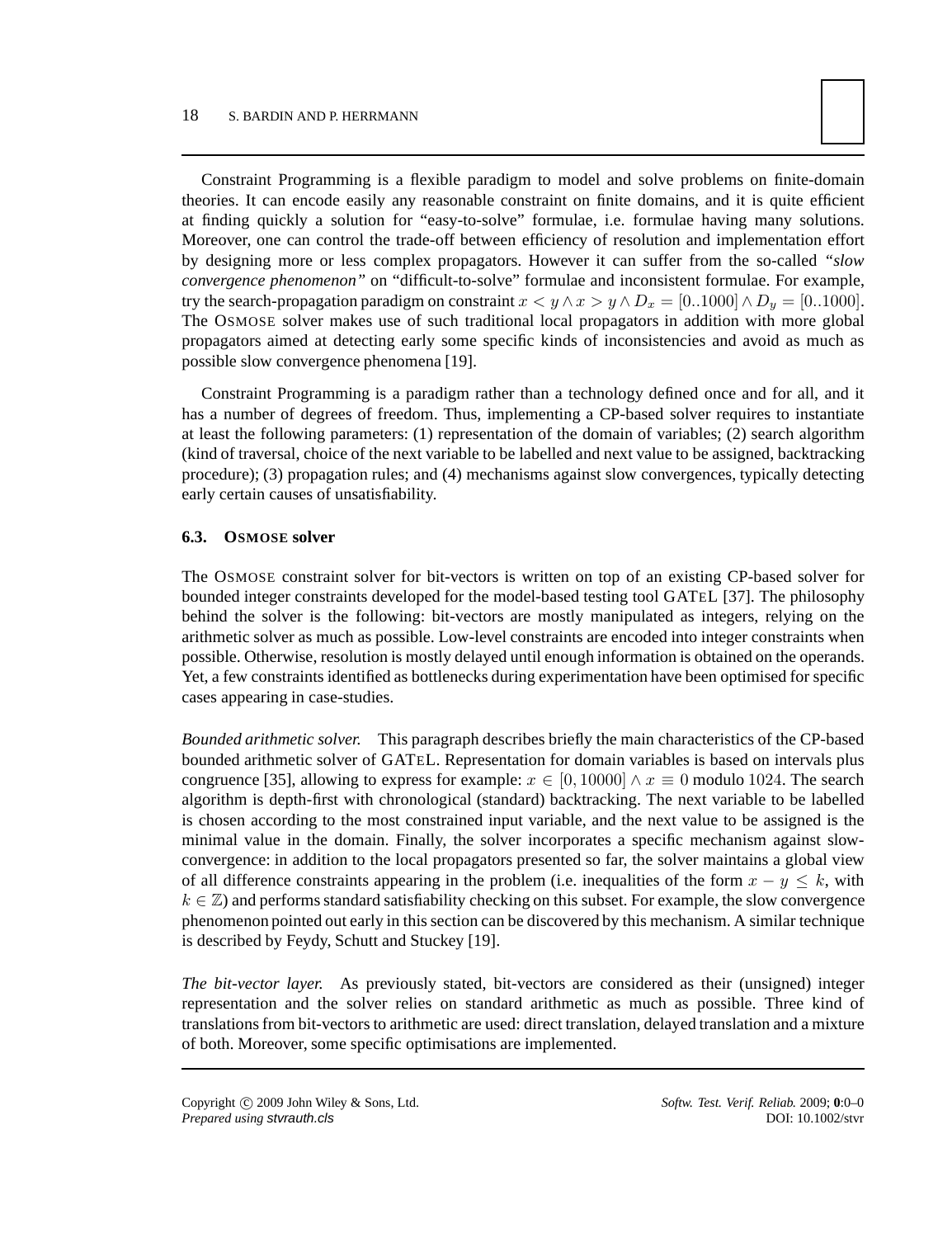Constraint Programming is a flexible paradigm to model and solve problems on finite-domain theories. It can encode easily any reasonable constraint on finite domains, and it is quite efficient at finding quickly a solution for "easy-to-solve" formulae, i.e. formulae having many solutions. Moreover, one can control the trade-off between efficiency of resolution and implementation effort by designing more or less complex propagators. However it can suffer from the so-called *"slow convergence phenomenon"* on "difficult-to-solve" formulae and inconsistent formulae. For example, try the search-propagation paradigm on constraint $x < y \wedge x > y \wedge D_x = [0..1000] \wedge D_y = [0..1000]$. The OSMOSE solver makes use of such traditional local propagators in addition with more global propagators aimed at detecting early some specific kinds of inconsistencies and avoid as much as possible slow convergence phenomena [19].

Constraint Programming is a paradigm rather than a technology defined once and for all, and it has a number of degrees of freedom. Thus, implementing a CP-based solver requires to instantiate at least the following parameters: (1) representation of the domain of variables; (2) search algorithm (kind of traversal, choice of the next variable to be labelled and next value to be assigned, backtracking procedure); (3) propagation rules; and (4) mechanisms against slow convergences, typically detecting early certain causes of unsatisfiability.

### 6.3. OSMOSE solver

The OSMOSE constraint solver for bit-vectors is written on top of an existing CP-based solver for bounded integer constraints developed for the model-based testing tool GATEL [37]. The philosophy behind the solver is the following: bit-vectors are mostly manipulated as integers, relying on the arithmetic solver as much as possible. Low-level constraints are encoded into integer constraints when possible. Otherwise, resolution is mostly delayed until enough information is obtained on the operands. Yet, a few constraints identified as bottlenecks during experimentation have been optimised for specific cases appearing in case-studies.

*Bounded arithmetic solver.* This paragraph describes briefly the main characteristics of the CP-based bounded arithmetic solver of GATEL. Representation for domain variables is based on intervals plus congruence [35], allowing to express for example: $x \in [0, 10000] \wedge x \equiv 0$ modulo $1024$. The search algorithm is depth-first with chronological (standard) backtracking. The next variable to be labelled is chosen according to the most constrained input variable, and the next value to be assigned is the minimal value in the domain. Finally, the solver incorporates a specific mechanism against slow-convergence: in addition to the local propagators presented so far, the solver maintains a global view of all difference constraints appearing in the problem (i.e. inequalities of the form $x - y \leq k$, with $k \in \mathbb{Z}$) and performs standard satisfiability checking on this subset. For example, the slow convergence phenomenon pointed out early in this section can be discovered by this mechanism. A similar technique is described by Feydy, Schutt and Stuckey [19].

*The bit-vector layer.* As previously stated, bit-vectors are considered as their (unsigned) integer representation and the solver relies on standard arithmetic as much as possible. Three kind of translations from bit-vectors to arithmetic are used: direct translation, delayed translation and a mixture of both. Moreover, some specific optimisations are implemented.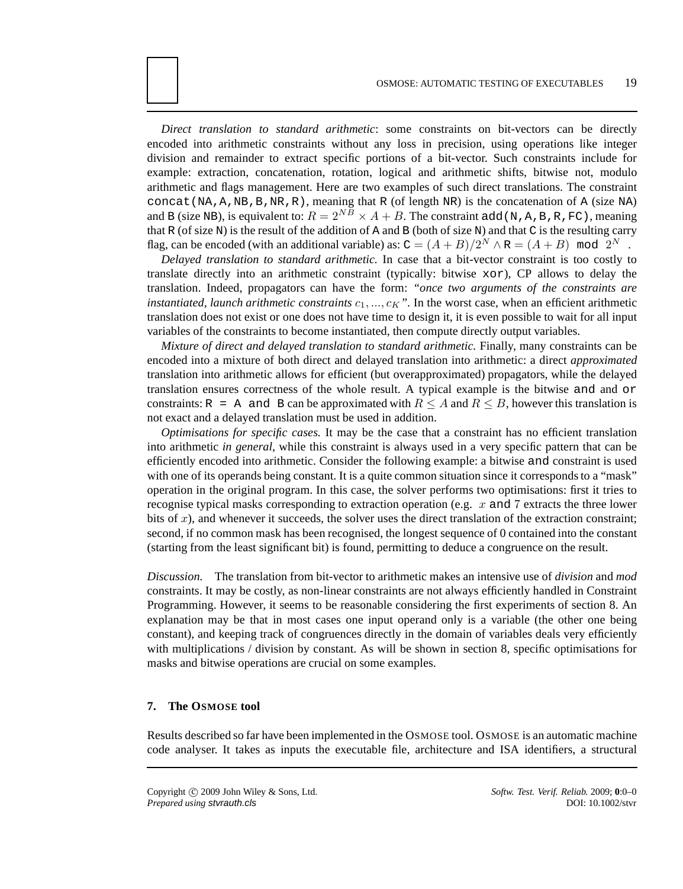*Direct translation to standard arithmetic*: some constraints on bit-vectors can be directly encoded into arithmetic constraints without any loss in precision, using operations like integer division and remainder to extract specific portions of a bit-vector. Such constraints include for example: extraction, concatenation, rotation, logical and arithmetic shifts, bitwise not, modulo arithmetic and flags management. Here are two examples of such direct translations. The constraint `concat(NA,A,NB,B,NR,R)`, meaning that `R` (of length `NR`) is the concatenation of `A` (size `NA`) and `B` (size `NB`), is equivalent to: $R = 2^{NB} \times A + B$. The constraint `add(N,A,B,R,FC)`, meaning that `R` (of size `N`) is the result of the addition of `A` and `B` (both of size `N`) and that `C` is the resulting carry flag, can be encoded (with an additional variable) as: $\texttt{C} = (A + B)/2^N \wedge \texttt{R} = (A + B) \texttt{ mod } 2^N$ .

*Delayed translation to standard arithmetic.* In case that a bit-vector constraint is too costly to translate directly into an arithmetic constraint (typically: bitwise `xor`), CP allows to delay the translation. Indeed, propagators can have the form: *"once two arguments of the constraints are instantiated, launch arithmetic constraints $c_1, ..., c_K$"*. In the worst case, when an efficient arithmetic translation does not exist or one does not have time to design it, it is even possible to wait for all input variables of the constraints to become instantiated, then compute directly output variables.

*Mixture of direct and delayed translation to standard arithmetic.* Finally, many constraints can be encoded into a mixture of both direct and delayed translation into arithmetic: a direct *approximated* translation into arithmetic allows for efficient (but overapproximated) propagators, while the delayed translation ensures correctness of the whole result. A typical example is the bitwise `and` and `or` constraints: `R = A and B` can be approximated with $R \leq A$ and $R \leq B$, however this translation is not exact and a delayed translation must be used in addition.

*Optimisations for specific cases.* It may be the case that a constraint has no efficient translation into arithmetic *in general*, while this constraint is always used in a very specific pattern that can be efficiently encoded into arithmetic. Consider the following example: a bitwise `and` constraint is used with one of its operands being constant. It is a quite common situation since it corresponds to a "mask" operation in the original program. In this case, the solver performs two optimisations: first it tries to recognise typical masks corresponding to extraction operation (e.g. $x$ `and` 7 extracts the three lower bits of $x$), and whenever it succeeds, the solver uses the direct translation of the extraction constraint; second, if no common mask has been recognised, the longest sequence of 0 contained into the constant (starting from the least significant bit) is found, permitting to deduce a congruence on the result.

*Discussion.* The translation from bit-vector to arithmetic makes an intensive use of *division* and *mod* constraints. It may be costly, as non-linear constraints are not always efficiently handled in Constraint Programming. However, it seems to be reasonable considering the first experiments of section 8. An explanation may be that in most cases one input operand only is a variable (the other one being constant), and keeping track of congruences directly in the domain of variables deals very efficiently with multiplications / division by constant. As will be shown in section 8, specific optimisations for masks and bitwise operations are crucial on some examples.

## 7. The OSMOSE tool

Results described so far have been implemented in the OSMOSE tool. OSMOSE is an automatic machine code analyser. It takes as inputs the executable file, architecture and ISA identifiers, a structural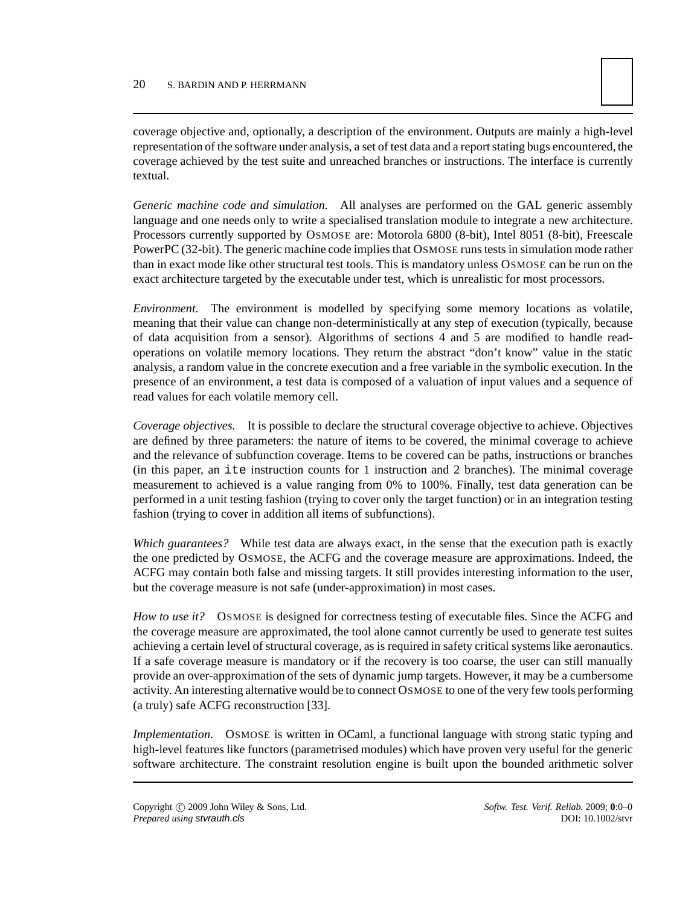coverage objective and, optionally, a description of the environment. Outputs are mainly a high-level representation of the software under analysis, a set of test data and a report stating bugs encountered, the coverage achieved by the test suite and unreached branches or instructions. The interface is currently textual.

*Generic machine code and simulation.* All analyses are performed on the GAL generic assembly language and one needs only to write a specialised translation module to integrate a new architecture. Processors currently supported by OSMOSE are: Motorola 6800 (8-bit), Intel 8051 (8-bit), Freescale PowerPC (32-bit). The generic machine code implies that OSMOSE runs tests in simulation mode rather than in exact mode like other structural test tools. This is mandatory unless OSMOSE can be run on the exact architecture targeted by the executable under test, which is unrealistic for most processors.

*Environment.* The environment is modelled by specifying some memory locations as volatile, meaning that their value can change non-deterministically at any step of execution (typically, because of data acquisition from a sensor). Algorithms of sections 4 and 5 are modified to handle read-operations on volatile memory locations. They return the abstract "don't know" value in the static analysis, a random value in the concrete execution and a free variable in the symbolic execution. In the presence of an environment, a test data is composed of a valuation of input values and a sequence of read values for each volatile memory cell.

*Coverage objectives.* It is possible to declare the structural coverage objective to achieve. Objectives are defined by three parameters: the nature of items to be covered, the minimal coverage to achieve and the relevance of subfunction coverage. Items to be covered can be paths, instructions or branches (in this paper, an `ite` instruction counts for 1 instruction and 2 branches). The minimal coverage measurement to achieved is a value ranging from 0% to 100%. Finally, test data generation can be performed in a unit testing fashion (trying to cover only the target function) or in an integration testing fashion (trying to cover in addition all items of subfunctions).

*Which guarantees?* While test data are always exact, in the sense that the execution path is exactly the one predicted by OSMOSE, the ACFG and the coverage measure are approximations. Indeed, the ACFG may contain both false and missing targets. It still provides interesting information to the user, but the coverage measure is not safe (under-approximation) in most cases.

*How to use it?* OSMOSE is designed for correctness testing of executable files. Since the ACFG and the coverage measure are approximated, the tool alone cannot currently be used to generate test suites achieving a certain level of structural coverage, as is required in safety critical systems like aeronautics. If a safe coverage measure is mandatory or if the recovery is too coarse, the user can still manually provide an over-approximation of the sets of dynamic jump targets. However, it may be a cumbersome activity. An interesting alternative would be to connect OSMOSE to one of the very few tools performing (a truly) safe ACFG reconstruction [33].

*Implementation.* OSMOSE is written in OCaml, a functional language with strong static typing and high-level features like functors (parametrised modules) which have proven very useful for the generic software architecture. The constraint resolution engine is built upon the bounded arithmetic solver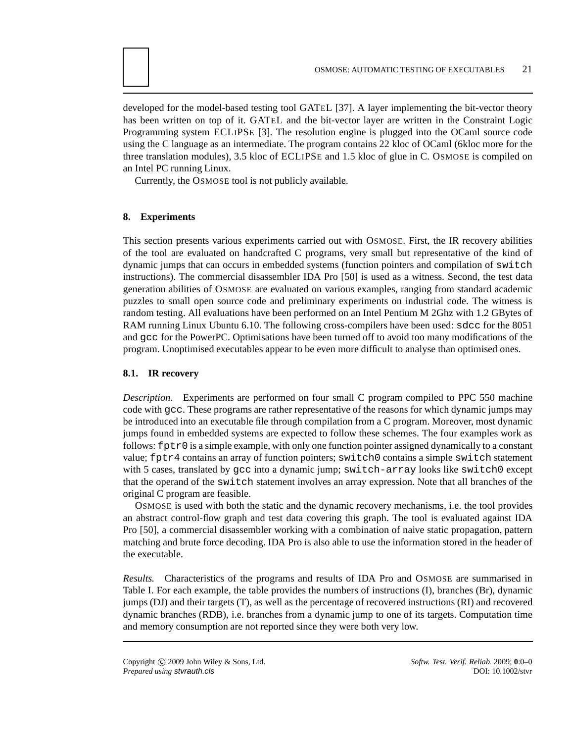developed for the model-based testing tool GATeL [37]. A layer implementing the bit-vector theory has been written on top of it. GATeL and the bit-vector layer are written in the Constraint Logic Programming system ECLiPSe [3]. The resolution engine is plugged into the OCaml source code using the C language as an intermediate. The program contains 22 kloc of OCaml (6kloc more for the three translation modules), 3.5 kloc of ECLiPSe and 1.5 kloc of glue in C. OSMOSE is compiled on an Intel PC running Linux.

Currently, the OSMOSE tool is not publicly available.

## 8. Experiments

This section presents various experiments carried out with OSMOSE. First, the IR recovery abilities of the tool are evaluated on handcrafted C programs, very small but representative of the kind of dynamic jumps that can occurs in embedded systems (function pointers and compilation of `switch` instructions). The commercial disassembler IDA Pro [50] is used as a witness. Second, the test data generation abilities of OSMOSE are evaluated on various examples, ranging from standard academic puzzles to small open source code and preliminary experiments on industrial code. The witness is random testing. All evaluations have been performed on an Intel Pentium M 2Ghz with 1.2 GBytes of RAM running Linux Ubuntu 6.10. The following cross-compilers have been used: `sdcc` for the 8051 and `gcc` for the PowerPC. Optimisations have been turned off to avoid too many modifications of the program. Unoptimised executables appear to be even more difficult to analyse than optimised ones.

### 8.1. IR recovery

*Description.* Experiments are performed on four small C program compiled to PPC 550 machine code with `gcc`. These programs are rather representative of the reasons for which dynamic jumps may be introduced into an executable file through compilation from a C program. Moreover, most dynamic jumps found in embedded systems are expected to follow these schemes. The four examples work as follows: `fptr0` is a simple example, with only one function pointer assigned dynamically to a constant value; `fptr4` contains an array of function pointers; `switch0` contains a simple `switch` statement with 5 cases, translated by `gcc` into a dynamic jump; `switch-array` looks like `switch0` except that the operand of the `switch` statement involves an array expression. Note that all branches of the original C program are feasible.

OSMOSE is used with both the static and the dynamic recovery mechanisms, i.e. the tool provides an abstract control-flow graph and test data covering this graph. The tool is evaluated against IDA Pro [50], a commercial disassembler working with a combination of naive static propagation, pattern matching and brute force decoding. IDA Pro is also able to use the information stored in the header of the executable.

*Results.* Characteristics of the programs and results of IDA Pro and OSMOSE are summarised in Table I. For each example, the table provides the numbers of instructions (I), branches (Br), dynamic jumps (DJ) and their targets (T), as well as the percentage of recovered instructions (RI) and recovered dynamic branches (RDB), i.e. branches from a dynamic jump to one of its targets. Computation time and memory consumption are not reported since they were both very low.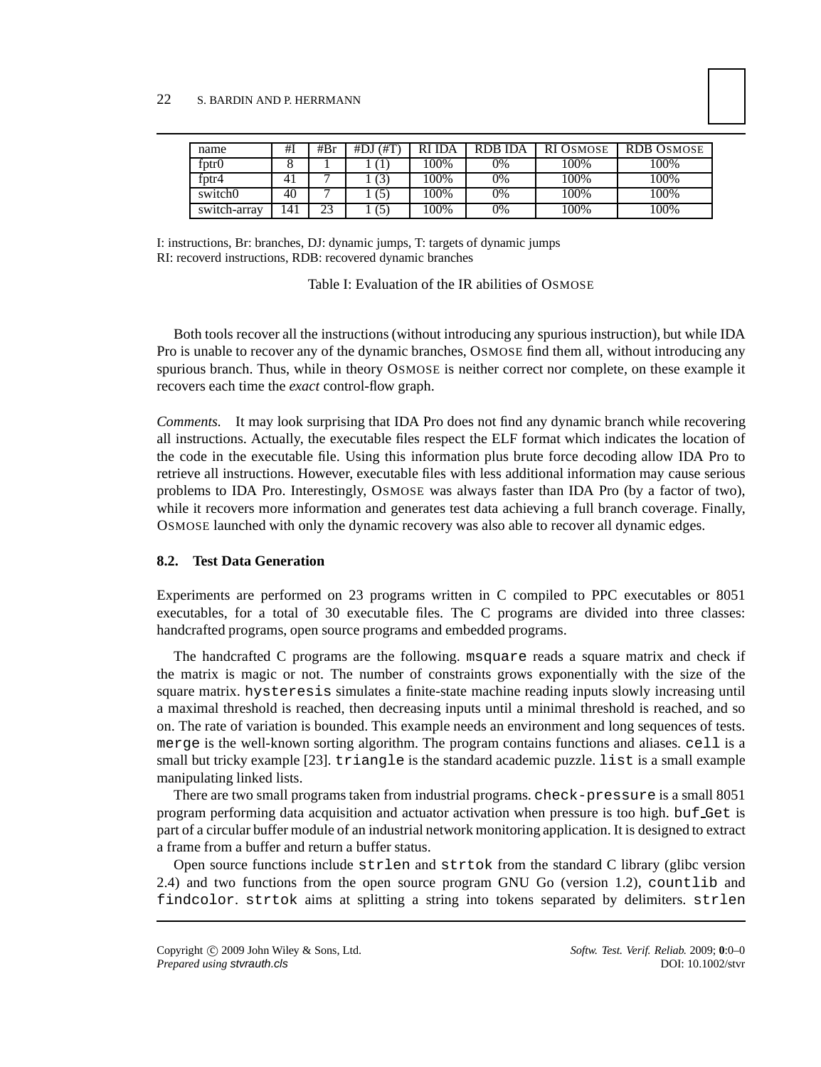| name | #I | #Br | #DJ (#T) | RI IDA | RDB IDA | RI OSMOSE | RDB OSMOSE |
|---|---|---|---|---|---|---|---|
| fptr0 | 8 | 1 | 1 (1) | 100% | 0% | 100% | 100% |
| fptr4 | 41 | 7 | 1 (3) | 100% | 0% | 100% | 100% |
| switch0 | 40 | 7 | 1 (5) | 100% | 0% | 100% | 100% |
| switch-array | 141 | 23 | 1 (5) | 100% | 0% | 100% | 100% |

I: instructions, Br: branches, DJ: dynamic jumps, T: targets of dynamic jumps
RI: recoverd instructions, RDB: recovered dynamic branches

Table I: Evaluation of the IR abilities of OSMOSE

Both tools recover all the instructions (without introducing any spurious instruction), but while IDA Pro is unable to recover any of the dynamic branches, OSMOSE find them all, without introducing any spurious branch. Thus, while in theory OSMOSE is neither correct nor complete, on these example it recovers each time the *exact* control-flow graph.

*Comments.* It may look surprising that IDA Pro does not find any dynamic branch while recovering all instructions. Actually, the executable files respect the ELF format which indicates the location of the code in the executable file. Using this information plus brute force decoding allow IDA Pro to retrieve all instructions. However, executable files with less additional information may cause serious problems to IDA Pro. Interestingly, OSMOSE was always faster than IDA Pro (by a factor of two), while it recovers more information and generates test data achieving a full branch coverage. Finally, OSMOSE launched with only the dynamic recovery was also able to recover all dynamic edges.

### 8.2. Test Data Generation

Experiments are performed on 23 programs written in C compiled to PPC executables or 8051 executables, for a total of 30 executable files. The C programs are divided into three classes: handcrafted programs, open source programs and embedded programs.

The handcrafted C programs are the following. `msquare` reads a square matrix and check if the matrix is magic or not. The number of constraints grows exponentially with the size of the square matrix. `hysteresis` simulates a finite-state machine reading inputs slowly increasing until a maximal threshold is reached, then decreasing inputs until a minimal threshold is reached, and so on. The rate of variation is bounded. This example needs an environment and long sequences of tests. `merge` is the well-known sorting algorithm. The program contains functions and aliases. `cell` is a small but tricky example [23]. `triangle` is the standard academic puzzle. `list` is a small example manipulating linked lists.

There are two small programs taken from industrial programs. `check-pressure` is a small 8051 program performing data acquisition and actuator activation when pressure is too high. `buf_Get` is part of a circular buffer module of an industrial network monitoring application. It is designed to extract a frame from a buffer and return a buffer status.

Open source functions include `strlen` and `strtok` from the standard C library (glibc version 2.4) and two functions from the open source program GNU Go (version 1.2), `countlib` and `findcolor`. `strtok` aims at splitting a string into tokens separated by delimiters. `strlen`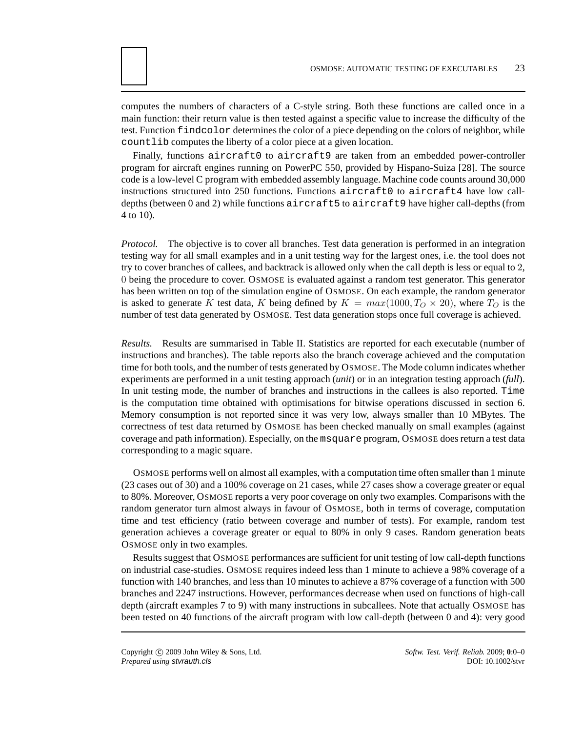computes the numbers of characters of a C-style string. Both these functions are called once in a main function: their return value is then tested against a specific value to increase the difficulty of the test. Function `findcolor` determines the color of a piece depending on the colors of neighbor, while `countlib` computes the liberty of a color piece at a given location.

Finally, functions `aircraft0` to `aircraft9` are taken from an embedded power-controller program for aircraft engines running on PowerPC 550, provided by Hispano-Suiza [28]. The source code is a low-level C program with embedded assembly language. Machine code counts around 30,000 instructions structured into 250 functions. Functions `aircraft0` to `aircraft4` have low call-depths (between 0 and 2) while functions `aircraft5` to `aircraft9` have higher call-depths (from 4 to 10).

*Protocol.* The objective is to cover all branches. Test data generation is performed in an integration testing way for all small examples and in a unit testing way for the largest ones, i.e. the tool does not try to cover branches of callees, and backtrack is allowed only when the call depth is less or equal to $2$, $0$ being the procedure to cover. OSMOSE is evaluated against a random test generator. This generator has been written on top of the simulation engine of OSMOSE. On each example, the random generator is asked to generate $K$ test data, $K$ being defined by $K = max(1000, T_O \times 20)$, where $T_O$ is the number of test data generated by OSMOSE. Test data generation stops once full coverage is achieved.

*Results.* Results are summarised in Table II. Statistics are reported for each executable (number of instructions and branches). The table reports also the branch coverage achieved and the computation time for both tools, and the number of tests generated by OSMOSE. The Mode column indicates whether experiments are performed in a unit testing approach (*unit*) or in an integration testing approach (*full*). In unit testing mode, the number of branches and instructions in the callees is also reported. `Time` is the computation time obtained with optimisations for bitwise operations discussed in section 6. Memory consumption is not reported since it was very low, always smaller than 10 MBytes. The correctness of test data returned by OSMOSE has been checked manually on small examples (against coverage and path information). Especially, on the `msquare` program, OSMOSE does return a test data corresponding to a magic square.

OSMOSE performs well on almost all examples, with a computation time often smaller than 1 minute (23 cases out of 30) and a 100% coverage on 21 cases, while 27 cases show a coverage greater or equal to 80%. Moreover, OSMOSE reports a very poor coverage on only two examples. Comparisons with the random generator turn almost always in favour of OSMOSE, both in terms of coverage, computation time and test efficiency (ratio between coverage and number of tests). For example, random test generation achieves a coverage greater or equal to 80% in only 9 cases. Random generation beats OSMOSE only in two examples.

Results suggest that OSMOSE performances are sufficient for unit testing of low call-depth functions on industrial case-studies. OSMOSE requires indeed less than 1 minute to achieve a 98% coverage of a function with 140 branches, and less than 10 minutes to achieve a 87% coverage of a function with 500 branches and 2247 instructions. However, performances decrease when used on functions of high-call depth (aircraft examples 7 to 9) with many instructions in subcallees. Note that actually OSMOSE has been tested on 40 functions of the aircraft program with low call-depth (between 0 and 4): very good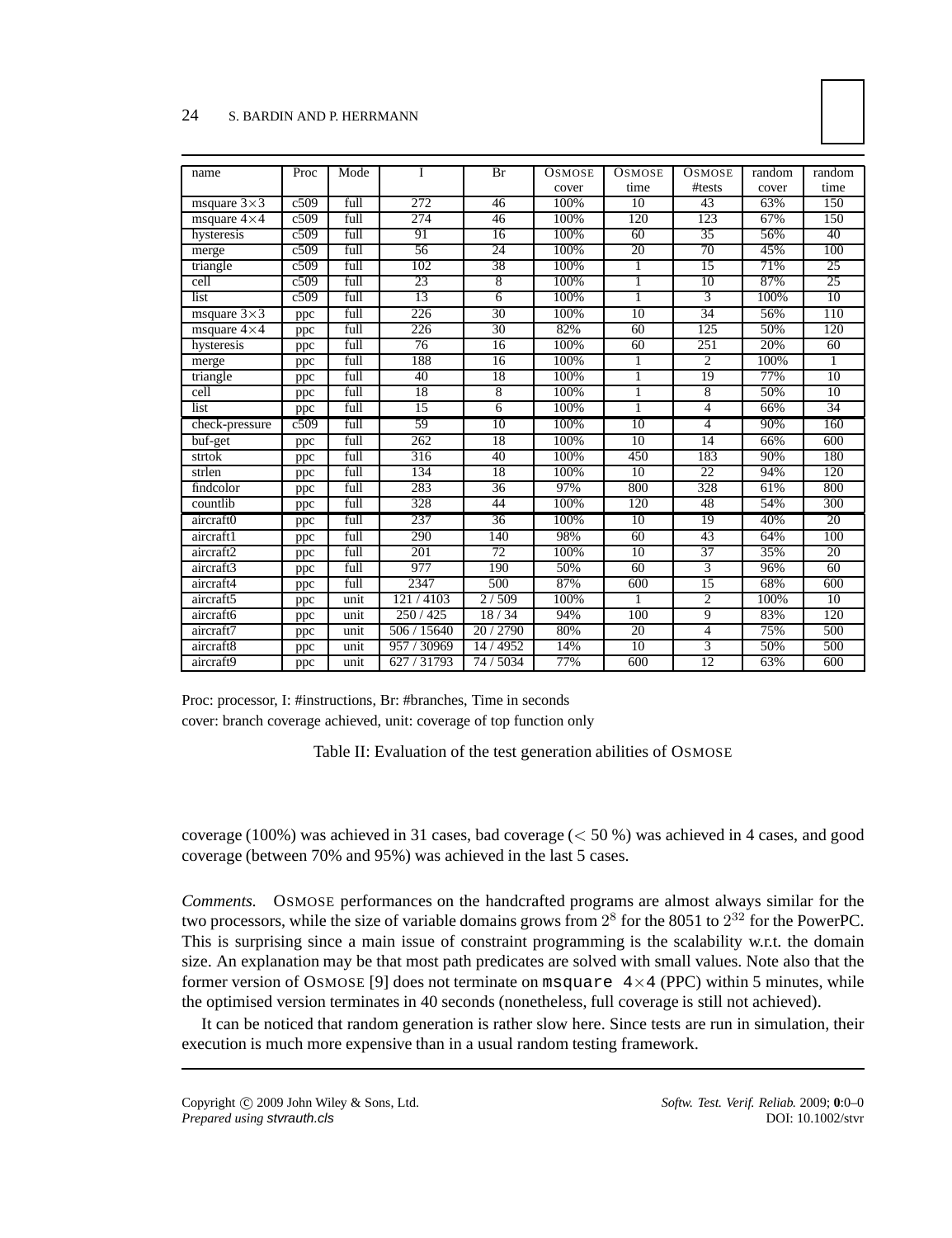| name | Proc | Mode | I | Br | OSMOSE cover | OSMOSE time | OSMOSE #tests | random cover | random time |
|---|---|---|---|---|---|---|---|---|---|
| msquare $3\times3$ | c509 | full | 272 | 46 | 100% | 10 | 43 | 63% | 150 |
| msquare $4\times4$ | c509 | full | 274 | 46 | 100% | 120 | 123 | 67% | 150 |
| hysteresis | c509 | full | 91 | 16 | 100% | 60 | 35 | 56% | 40 |
| merge | c509 | full | 56 | 24 | 100% | 20 | 70 | 45% | 100 |
| triangle | c509 | full | 102 | 38 | 100% | 1 | 15 | 71% | 25 |
| cell | c509 | full | 23 | 8 | 100% | 1 | 10 | 87% | 25 |
| list | c509 | full | 13 | 6 | 100% | 1 | 3 | 100% | 10 |
| msquare $3\times3$ | ppc | full | 226 | 30 | 100% | 10 | 34 | 56% | 110 |
| msquare $4\times4$ | ppc | full | 226 | 30 | 82% | 60 | 125 | 50% | 120 |
| hysteresis | ppc | full | 76 | 16 | 100% | 60 | 251 | 20% | 60 |
| merge | ppc | full | 188 | 16 | 100% | 1 | 2 | 100% | 1 |
| triangle | ppc | full | 40 | 18 | 100% | 1 | 19 | 77% | 10 |
| cell | ppc | full | 18 | 8 | 100% | 1 | 8 | 50% | 10 |
| list | ppc | full | 15 | 6 | 100% | 1 | 4 | 66% | 34 |
| check-pressure | c509 | full | 59 | 10 | 100% | 10 | 4 | 90% | 160 |
| buf-get | ppc | full | 262 | 18 | 100% | 10 | 14 | 66% | 600 |
| strtok | ppc | full | 316 | 40 | 100% | 450 | 183 | 90% | 180 |
| strlen | ppc | full | 134 | 18 | 100% | 10 | 22 | 94% | 120 |
| findcolor | ppc | full | 283 | 36 | 97% | 800 | 328 | 61% | 800 |
| countlib | ppc | full | 328 | 44 | 100% | 120 | 48 | 54% | 300 |
| aircraft0 | ppc | full | 237 | 36 | 100% | 10 | 19 | 40% | 20 |
| aircraft1 | ppc | full | 290 | 140 | 98% | 60 | 43 | 64% | 100 |
| aircraft2 | ppc | full | 201 | 72 | 100% | 10 | 37 | 35% | 20 |
| aircraft3 | ppc | full | 977 | 190 | 50% | 60 | 3 | 96% | 60 |
| aircraft4 | ppc | full | 2347 | 500 | 87% | 600 | 15 | 68% | 600 |
| aircraft5 | ppc | unit | 121 / 4103 | 2 / 509 | 100% | 1 | 2 | 100% | 10 |
| aircraft6 | ppc | unit | 250 / 425 | 18 / 34 | 94% | 100 | 9 | 83% | 120 |
| aircraft7 | ppc | unit | 506 / 15640 | 20 / 2790 | 80% | 20 | 4 | 75% | 500 |
| aircraft8 | ppc | unit | 957 / 30969 | 14 / 4952 | 14% | 10 | 3 | 50% | 500 |
| aircraft9 | ppc | unit | 627 / 31793 | 74 / 5034 | 77% | 600 | 12 | 63% | 600 |

Proc: processor, I: #instructions, Br: #branches, Time in seconds
cover: branch coverage achieved, unit: coverage of top function only

Table II: Evaluation of the test generation abilities of OSMOSE

coverage (100%) was achieved in 31 cases, bad coverage ($<$ 50 %) was achieved in 4 cases, and good coverage (between 70% and 95%) was achieved in the last 5 cases.

*Comments.* OSMOSE performances on the handcrafted programs are almost always similar for the two processors, while the size of variable domains grows from $2^8$ for the 8051 to $2^{32}$ for the PowerPC. This is surprising since a main issue of constraint programming is the scalability w.r.t. the domain size. An explanation may be that most path predicates are solved with small values. Note also that the former version of OSMOSE [9] does not terminate on `msquare 4×4` (PPC) within 5 minutes, while the optimised version terminates in 40 seconds (nonetheless, full coverage is still not achieved).

It can be noticed that random generation is rather slow here. Since tests are run in simulation, their execution is much more expensive than in a usual random testing framework.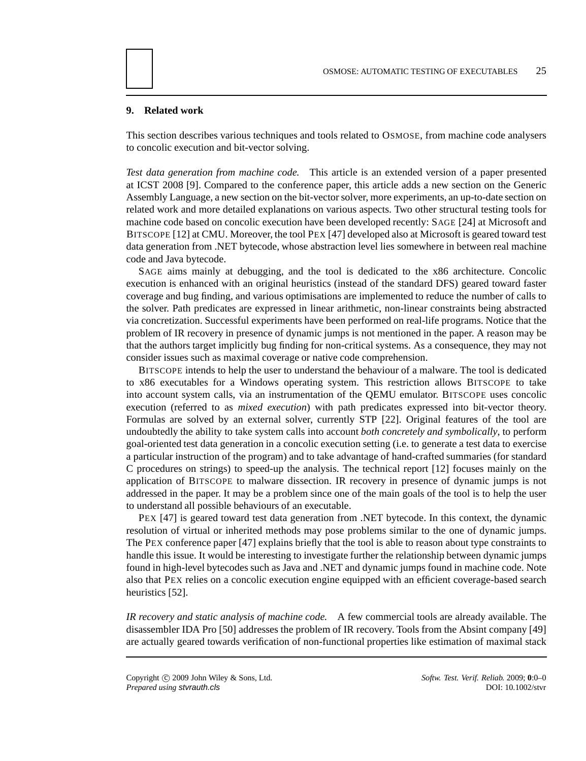## 9. Related work

This section describes various techniques and tools related to OSMOSE, from machine code analysers to concolic execution and bit-vector solving.

*Test data generation from machine code.* This article is an extended version of a paper presented at ICST 2008 [9]. Compared to the conference paper, this article adds a new section on the Generic Assembly Language, a new section on the bit-vector solver, more experiments, an up-to-date section on related work and more detailed explanations on various aspects. Two other structural testing tools for machine code based on concolic execution have been developed recently: SAGE [24] at Microsoft and BITSCOPE [12] at CMU. Moreover, the tool PEX [47] developed also at Microsoft is geared toward test data generation from .NET bytecode, whose abstraction level lies somewhere in between real machine code and Java bytecode.

SAGE aims mainly at debugging, and the tool is dedicated to the x86 architecture. Concolic execution is enhanced with an original heuristics (instead of the standard DFS) geared toward faster coverage and bug finding, and various optimisations are implemented to reduce the number of calls to the solver. Path predicates are expressed in linear arithmetic, non-linear constraints being abstracted via concretization. Successful experiments have been performed on real-life programs. Notice that the problem of IR recovery in presence of dynamic jumps is not mentioned in the paper. A reason may be that the authors target implicitly bug finding for non-critical systems. As a consequence, they may not consider issues such as maximal coverage or native code comprehension.

BITSCOPE intends to help the user to understand the behaviour of a malware. The tool is dedicated to x86 executables for a Windows operating system. This restriction allows BITSCOPE to take into account system calls, via an instrumentation of the QEMU emulator. BITSCOPE uses concolic execution (referred to as *mixed execution*) with path predicates expressed into bit-vector theory. Formulas are solved by an external solver, currently STP [22]. Original features of the tool are undoubtedly the ability to take system calls into account *both concretely and symbolically*, to perform goal-oriented test data generation in a concolic execution setting (i.e. to generate a test data to exercise a particular instruction of the program) and to take advantage of hand-crafted summaries (for standard C procedures on strings) to speed-up the analysis. The technical report [12] focuses mainly on the application of BITSCOPE to malware dissection. IR recovery in presence of dynamic jumps is not addressed in the paper. It may be a problem since one of the main goals of the tool is to help the user to understand all possible behaviours of an executable.

PEX [47] is geared toward test data generation from .NET bytecode. In this context, the dynamic resolution of virtual or inherited methods may pose problems similar to the one of dynamic jumps. The PEX conference paper [47] explains briefly that the tool is able to reason about type constraints to handle this issue. It would be interesting to investigate further the relationship between dynamic jumps found in high-level bytecodes such as Java and .NET and dynamic jumps found in machine code. Note also that PEX relies on a concolic execution engine equipped with an efficient coverage-based search heuristics [52].

*IR recovery and static analysis of machine code.* A few commercial tools are already available. The disassembler IDA Pro [50] addresses the problem of IR recovery. Tools from the Absint company [49] are actually geared towards verification of non-functional properties like estimation of maximal stack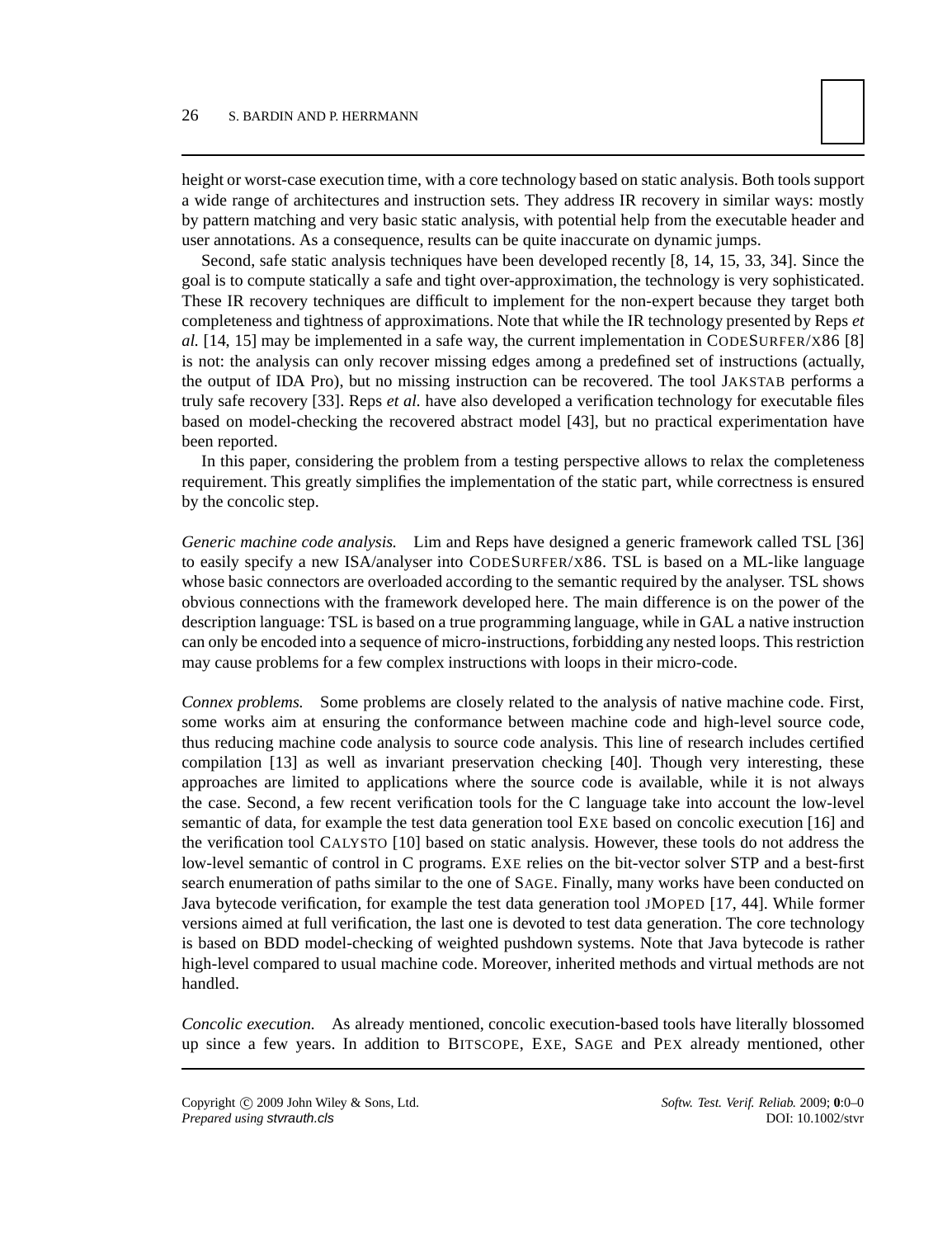height or worst-case execution time, with a core technology based on static analysis. Both tools support a wide range of architectures and instruction sets. They address IR recovery in similar ways: mostly by pattern matching and very basic static analysis, with potential help from the executable header and user annotations. As a consequence, results can be quite inaccurate on dynamic jumps.

Second, safe static analysis techniques have been developed recently [8, 14, 15, 33, 34]. Since the goal is to compute statically a safe and tight over-approximation, the technology is very sophisticated. These IR recovery techniques are difficult to implement for the non-expert because they target both completeness and tightness of approximations. Note that while the IR technology presented by Reps *et al.* [14, 15] may be implemented in a safe way, the current implementation in CODESURFER/X86 [8] is not: the analysis can only recover missing edges among a predefined set of instructions (actually, the output of IDA Pro), but no missing instruction can be recovered. The tool JAKSTAB performs a truly safe recovery [33]. Reps *et al.* have also developed a verification technology for executable files based on model-checking the recovered abstract model [43], but no practical experimentation have been reported.

In this paper, considering the problem from a testing perspective allows to relax the completeness requirement. This greatly simplifies the implementation of the static part, while correctness is ensured by the concolic step.

*Generic machine code analysis.* Lim and Reps have designed a generic framework called TSL [36] to easily specify a new ISA/analyser into CODESURFER/X86. TSL is based on a ML-like language whose basic connectors are overloaded according to the semantic required by the analyser. TSL shows obvious connections with the framework developed here. The main difference is on the power of the description language: TSL is based on a true programming language, while in GAL a native instruction can only be encoded into a sequence of micro-instructions, forbidding any nested loops. This restriction may cause problems for a few complex instructions with loops in their micro-code.

*Connex problems.* Some problems are closely related to the analysis of native machine code. First, some works aim at ensuring the conformance between machine code and high-level source code, thus reducing machine code analysis to source code analysis. This line of research includes certified compilation [13] as well as invariant preservation checking [40]. Though very interesting, these approaches are limited to applications where the source code is available, while it is not always the case. Second, a few recent verification tools for the C language take into account the low-level semantic of data, for example the test data generation tool EXE based on concolic execution [16] and the verification tool CALYSTO [10] based on static analysis. However, these tools do not address the low-level semantic of control in C programs. EXE relies on the bit-vector solver STP and a best-first search enumeration of paths similar to the one of SAGE. Finally, many works have been conducted on Java bytecode verification, for example the test data generation tool JMOPED [17, 44]. While former versions aimed at full verification, the last one is devoted to test data generation. The core technology is based on BDD model-checking of weighted pushdown systems. Note that Java bytecode is rather high-level compared to usual machine code. Moreover, inherited methods and virtual methods are not handled.

*Concolic execution.* As already mentioned, concolic execution-based tools have literally blossomed up since a few years. In addition to BITSCOPE, EXE, SAGE and PEX already mentioned, other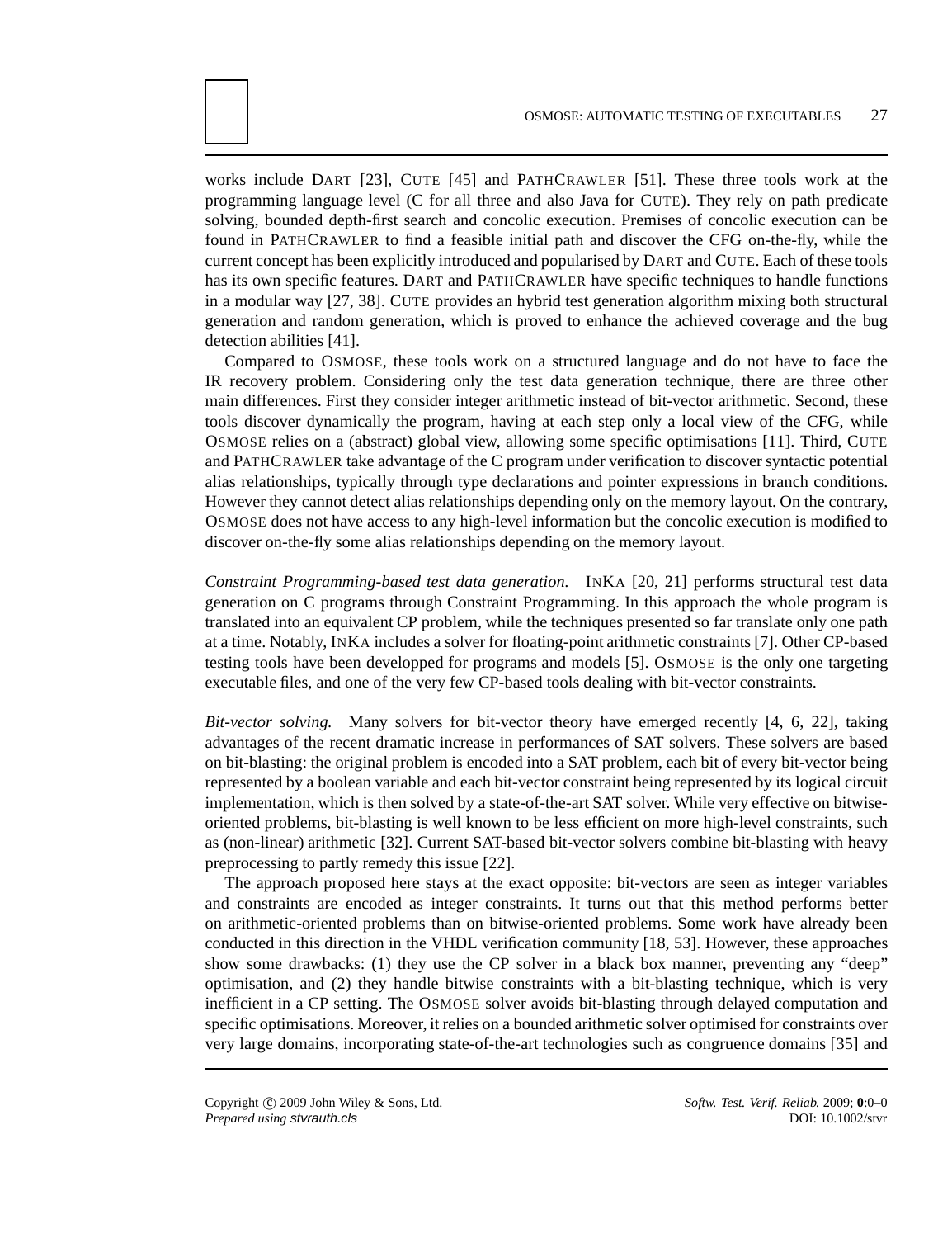works include DART [23], CUTE [45] and PATHCRAWLER [51]. These three tools work at the programming language level (C for all three and also Java for CUTE). They rely on path predicate solving, bounded depth-first search and concolic execution. Premises of concolic execution can be found in PATHCRAWLER to find a feasible initial path and discover the CFG on-the-fly, while the current concept has been explicitly introduced and popularised by DART and CUTE. Each of these tools has its own specific features. DART and PATHCRAWLER have specific techniques to handle functions in a modular way [27, 38]. CUTE provides an hybrid test generation algorithm mixing both structural generation and random generation, which is proved to enhance the achieved coverage and the bug detection abilities [41].

Compared to OSMOSE, these tools work on a structured language and do not have to face the IR recovery problem. Considering only the test data generation technique, there are three other main differences. First they consider integer arithmetic instead of bit-vector arithmetic. Second, these tools discover dynamically the program, having at each step only a local view of the CFG, while OSMOSE relies on a (abstract) global view, allowing some specific optimisations [11]. Third, CUTE and PATHCRAWLER take advantage of the C program under verification to discover syntactic potential alias relationships, typically through type declarations and pointer expressions in branch conditions. However they cannot detect alias relationships depending only on the memory layout. On the contrary, OSMOSE does not have access to any high-level information but the concolic execution is modified to discover on-the-fly some alias relationships depending on the memory layout.

*Constraint Programming-based test data generation.* INKA [20, 21] performs structural test data generation on C programs through Constraint Programming. In this approach the whole program is translated into an equivalent CP problem, while the techniques presented so far translate only one path at a time. Notably, INKA includes a solver for floating-point arithmetic constraints [7]. Other CP-based testing tools have been developped for programs and models [5]. OSMOSE is the only one targeting executable files, and one of the very few CP-based tools dealing with bit-vector constraints.

*Bit-vector solving.* Many solvers for bit-vector theory have emerged recently [4, 6, 22], taking advantages of the recent dramatic increase in performances of SAT solvers. These solvers are based on bit-blasting: the original problem is encoded into a SAT problem, each bit of every bit-vector being represented by a boolean variable and each bit-vector constraint being represented by its logical circuit implementation, which is then solved by a state-of-the-art SAT solver. While very effective on bitwise-oriented problems, bit-blasting is well known to be less efficient on more high-level constraints, such as (non-linear) arithmetic [32]. Current SAT-based bit-vector solvers combine bit-blasting with heavy preprocessing to partly remedy this issue [22].

The approach proposed here stays at the exact opposite: bit-vectors are seen as integer variables and constraints are encoded as integer constraints. It turns out that this method performs better on arithmetic-oriented problems than on bitwise-oriented problems. Some work have already been conducted in this direction in the VHDL verification community [18, 53]. However, these approaches show some drawbacks: (1) they use the CP solver in a black box manner, preventing any "deep" optimisation, and (2) they handle bitwise constraints with a bit-blasting technique, which is very inefficient in a CP setting. The OSMOSE solver avoids bit-blasting through delayed computation and specific optimisations. Moreover, it relies on a bounded arithmetic solver optimised for constraints over very large domains, incorporating state-of-the-art technologies such as congruence domains [35] and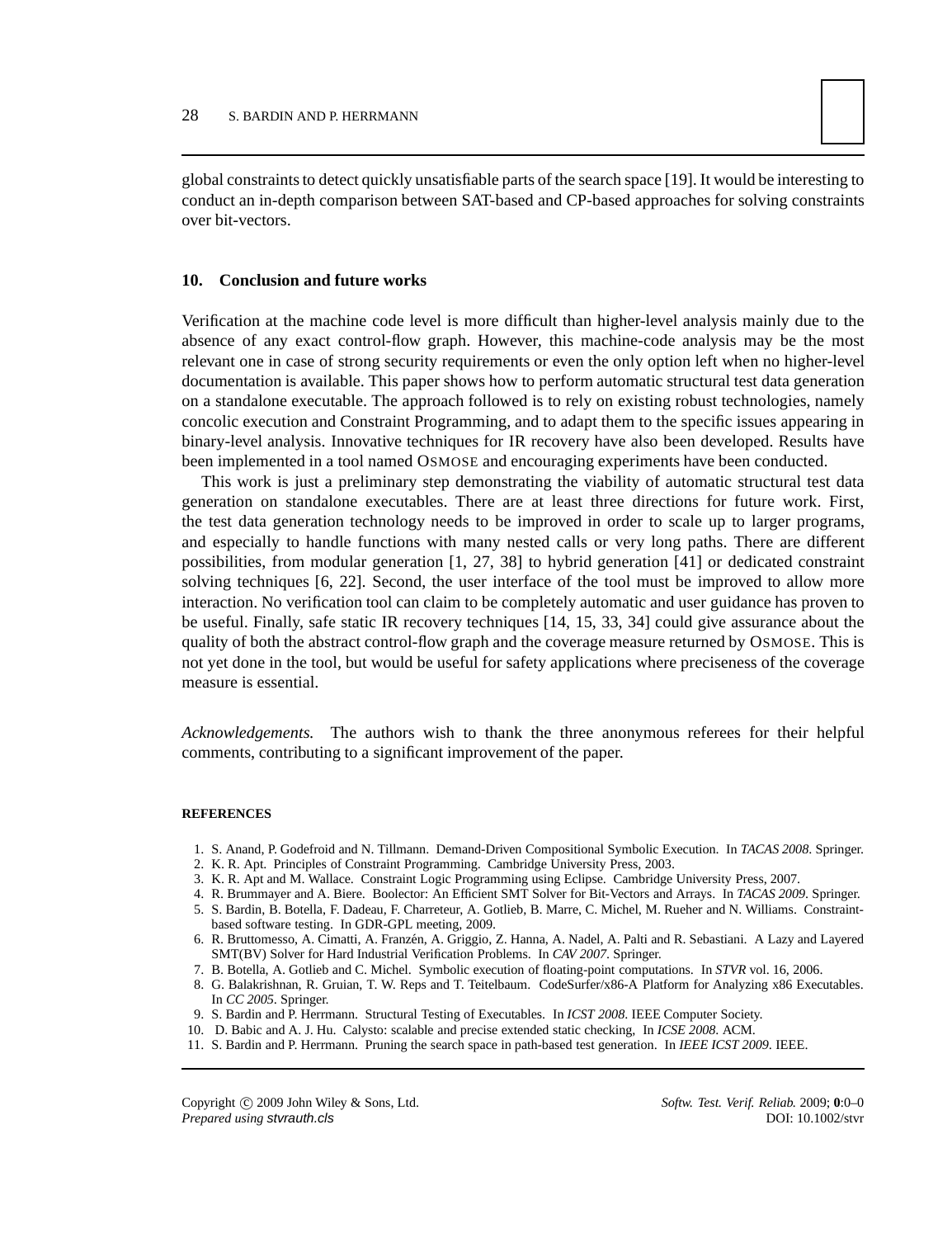global constraints to detect quickly unsatisfiable parts of the search space [19]. It would be interesting to conduct an in-depth comparison between SAT-based and CP-based approaches for solving constraints over bit-vectors.

## 10. Conclusion and future works

Verification at the machine code level is more difficult than higher-level analysis mainly due to the absence of any exact control-flow graph. However, this machine-code analysis may be the most relevant one in case of strong security requirements or even the only option left when no higher-level documentation is available. This paper shows how to perform automatic structural test data generation on a standalone executable. The approach followed is to rely on existing robust technologies, namely concolic execution and Constraint Programming, and to adapt them to the specific issues appearing in binary-level analysis. Innovative techniques for IR recovery have also been developed. Results have been implemented in a tool named OSMOSE and encouraging experiments have been conducted.

This work is just a preliminary step demonstrating the viability of automatic structural test data generation on standalone executables. There are at least three directions for future work. First, the test data generation technology needs to be improved in order to scale up to larger programs, and especially to handle functions with many nested calls or very long paths. There are different possibilities, from modular generation [1, 27, 38] to hybrid generation [41] or dedicated constraint solving techniques [6, 22]. Second, the user interface of the tool must be improved to allow more interaction. No verification tool can claim to be completely automatic and user guidance has proven to be useful. Finally, safe static IR recovery techniques [14, 15, 33, 34] could give assurance about the quality of both the abstract control-flow graph and the coverage measure returned by OSMOSE. This is not yet done in the tool, but would be useful for safety applications where preciseness of the coverage measure is essential.

*Acknowledgements.* The authors wish to thank the three anonymous referees for their helpful comments, contributing to a significant improvement of the paper.

### REFERENCES

1. S. Anand, P. Godefroid and N. Tillmann. Demand-Driven Compositional Symbolic Execution. In *TACAS 2008*. Springer.
2. K. R. Apt. Principles of Constraint Programming. Cambridge University Press, 2003.
3. K. R. Apt and M. Wallace. Constraint Logic Programming using Eclipse. Cambridge University Press, 2007.
4. R. Brummayer and A. Biere. Boolector: An Efficient SMT Solver for Bit-Vectors and Arrays. In *TACAS 2009*. Springer.
5. S. Bardin, B. Botella, F. Dadeau, F. Charreteur, A. Gotlieb, B. Marre, C. Michel, M. Rueher and N. Williams. Constraint-based software testing. In GDR-GPL meeting, 2009.
6. R. Bruttomesso, A. Cimatti, A. Franzén, A. Griggio, Z. Hanna, A. Nadel, A. Palti and R. Sebastiani. A Lazy and Layered SMT(BV) Solver for Hard Industrial Verification Problems. In *CAV 2007*. Springer.
7. B. Botella, A. Gotlieb and C. Michel. Symbolic execution of floating-point computations. In *STVR* vol. 16, 2006.
8. G. Balakrishnan, R. Gruian, T. W. Reps and T. Teitelbaum. CodeSurfer/x86-A Platform for Analyzing x86 Executables. In *CC 2005*. Springer.
9. S. Bardin and P. Herrmann. Structural Testing of Executables. In *ICST 2008*. IEEE Computer Society.
10. D. Babic and A. J. Hu. Calysto: scalable and precise extended static checking, In *ICSE 2008*. ACM.
11. S. Bardin and P. Herrmann. Pruning the search space in path-based test generation. In *IEEE ICST 2009*. IEEE.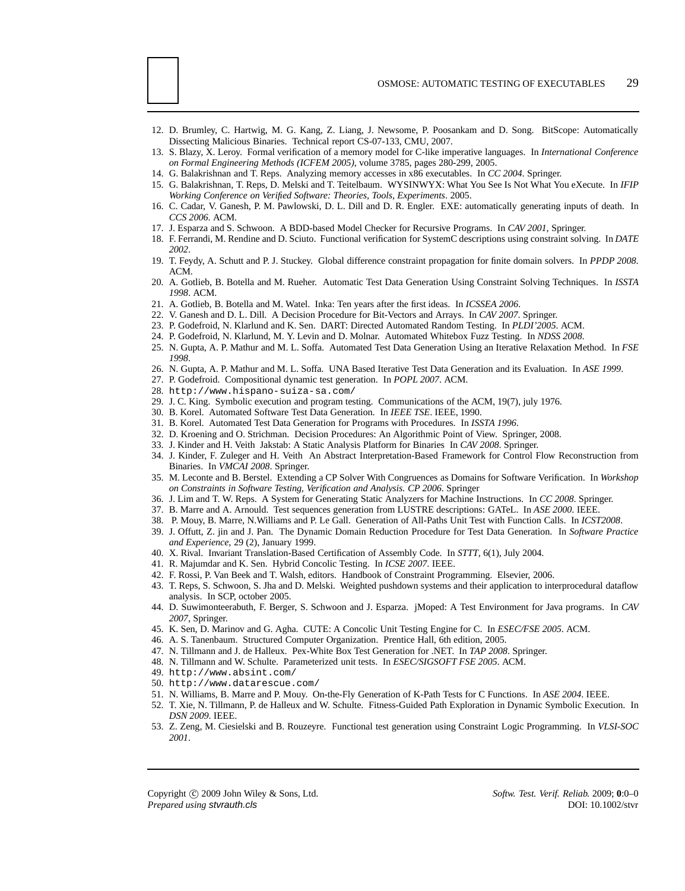12. D. Brumley, C. Hartwig, M. G. Kang, Z. Liang, J. Newsome, P. Poosankam and D. Song. BitScope: Automatically Dissecting Malicious Binaries. Technical report CS-07-133, CMU, 2007.
13. S. Blazy, X. Leroy. Formal verification of a memory model for C-like imperative languages. In *International Conference on Formal Engineering Methods (ICFEM 2005)*, volume 3785, pages 280-299, 2005.
14. G. Balakrishnan and T. Reps. Analyzing memory accesses in x86 executables. In *CC 2004*. Springer.
15. G. Balakrishnan, T. Reps, D. Melski and T. Teitelbaum. WYSINWYX: What You See Is Not What You eXecute. In *IFIP Working Conference on Verified Software: Theories, Tools, Experiments*. 2005.
16. C. Cadar, V. Ganesh, P. M. Pawlowski, D. L. Dill and D. R. Engler. EXE: automatically generating inputs of death. In *CCS 2006*. ACM.
17. J. Esparza and S. Schwoon. A BDD-based Model Checker for Recursive Programs. In *CAV 2001*, Springer.
18. F. Ferrandi, M. Rendine and D. Sciuto. Functional verification for SystemC descriptions using constraint solving. In *DATE 2002*.
19. T. Feydy, A. Schutt and P. J. Stuckey. Global difference constraint propagation for finite domain solvers. In *PPDP 2008*. ACM.
20. A. Gotlieb, B. Botella and M. Rueher. Automatic Test Data Generation Using Constraint Solving Techniques. In *ISSTA 1998*. ACM.
21. A. Gotlieb, B. Botella and M. Watel. Inka: Ten years after the first ideas. In *ICSSEA 2006*.
22. V. Ganesh and D. L. Dill. A Decision Procedure for Bit-Vectors and Arrays. In *CAV 2007*. Springer.
23. P. Godefroid, N. Klarlund and K. Sen. DART: Directed Automated Random Testing. In *PLDI'2005*. ACM.
24. P. Godefroid, N. Klarlund, M. Y. Levin and D. Molnar. Automated Whitebox Fuzz Testing. In *NDSS 2008*.
25. N. Gupta, A. P. Mathur and M. L. Soffa. Automated Test Data Generation Using an Iterative Relaxation Method. In *FSE 1998*.
26. N. Gupta, A. P. Mathur and M. L. Soffa. UNA Based Iterative Test Data Generation and its Evaluation. In *ASE 1999*.
27. P. Godefroid. Compositional dynamic test generation. In *POPL 2007*. ACM.
28. `http://www.hispano-suiza-sa.com/`
29. J. C. King. Symbolic execution and program testing. Communications of the ACM, 19(7), july 1976.
30. B. Korel. Automated Software Test Data Generation. In *IEEE TSE*. IEEE, 1990.
31. B. Korel. Automated Test Data Generation for Programs with Procedures. In *ISSTA 1996*.
32. D. Kroening and O. Strichman. Decision Procedures: An Algorithmic Point of View. Springer, 2008.
33. J. Kinder and H. Veith Jakstab: A Static Analysis Platform for Binaries In *CAV 2008*. Springer.
34. J. Kinder, F. Zuleger and H. Veith An Abstract Interpretation-Based Framework for Control Flow Reconstruction from Binaries. In *VMCAI 2008*. Springer.
35. M. Leconte and B. Berstel. Extending a CP Solver With Congruences as Domains for Software Verification. In *Workshop on Constraints in Software Testing, Verification and Analysis. CP 2006*. Springer
36. J. Lim and T. W. Reps. A System for Generating Static Analyzers for Machine Instructions. In *CC 2008*. Springer.
37. B. Marre and A. Arnould. Test sequences generation from LUSTRE descriptions: GATeL. In *ASE 2000*. IEEE.
38. P. Mouy, B. Marre, N.Williams and P. Le Gall. Generation of All-Paths Unit Test with Function Calls. In *ICST2008*.
39. J. Offutt, Z. jin and J. Pan. The Dynamic Domain Reduction Procedure for Test Data Generation. In *Software Practice and Experience*, 29 (2), January 1999.
40. X. Rival. Invariant Translation-Based Certification of Assembly Code. In *STTT*, 6(1), July 2004.
41. R. Majumdar and K. Sen. Hybrid Concolic Testing. In *ICSE 2007*. IEEE.
42. F. Rossi, P. Van Beek and T. Walsh, editors. Handbook of Constraint Programming. Elsevier, 2006.
43. T. Reps, S. Schwoon, S. Jha and D. Melski. Weighted pushdown systems and their application to interprocedural dataflow analysis. In SCP, october 2005.
44. D. Suwimonteerabuth, F. Berger, S. Schwoon and J. Esparza. jMoped: A Test Environment for Java programs. In *CAV 2007*, Springer.
45. K. Sen, D. Marinov and G. Agha. CUTE: A Concolic Unit Testing Engine for C. In *ESEC/FSE 2005*. ACM.
46. A. S. Tanenbaum. Structured Computer Organization. Prentice Hall, 6th edition, 2005.
47. N. Tillmann and J. de Halleux. Pex-White Box Test Generation for .NET. In *TAP 2008*. Springer.
48. N. Tillmann and W. Schulte. Parameterized unit tests. In *ESEC/SIGSOFT FSE 2005*. ACM.
49. `http://www.absint.com/`
50. `http://www.datarescue.com/`
51. N. Williams, B. Marre and P. Mouy. On-the-Fly Generation of K-Path Tests for C Functions. In *ASE 2004*. IEEE.
52. T. Xie, N. Tillmann, P. de Halleux and W. Schulte. Fitness-Guided Path Exploration in Dynamic Symbolic Execution. In *DSN 2009*. IEEE.
53. Z. Zeng, M. Ciesielski and B. Rouzeyre. Functional test generation using Constraint Logic Programming. In *VLSI-SOC 2001*.